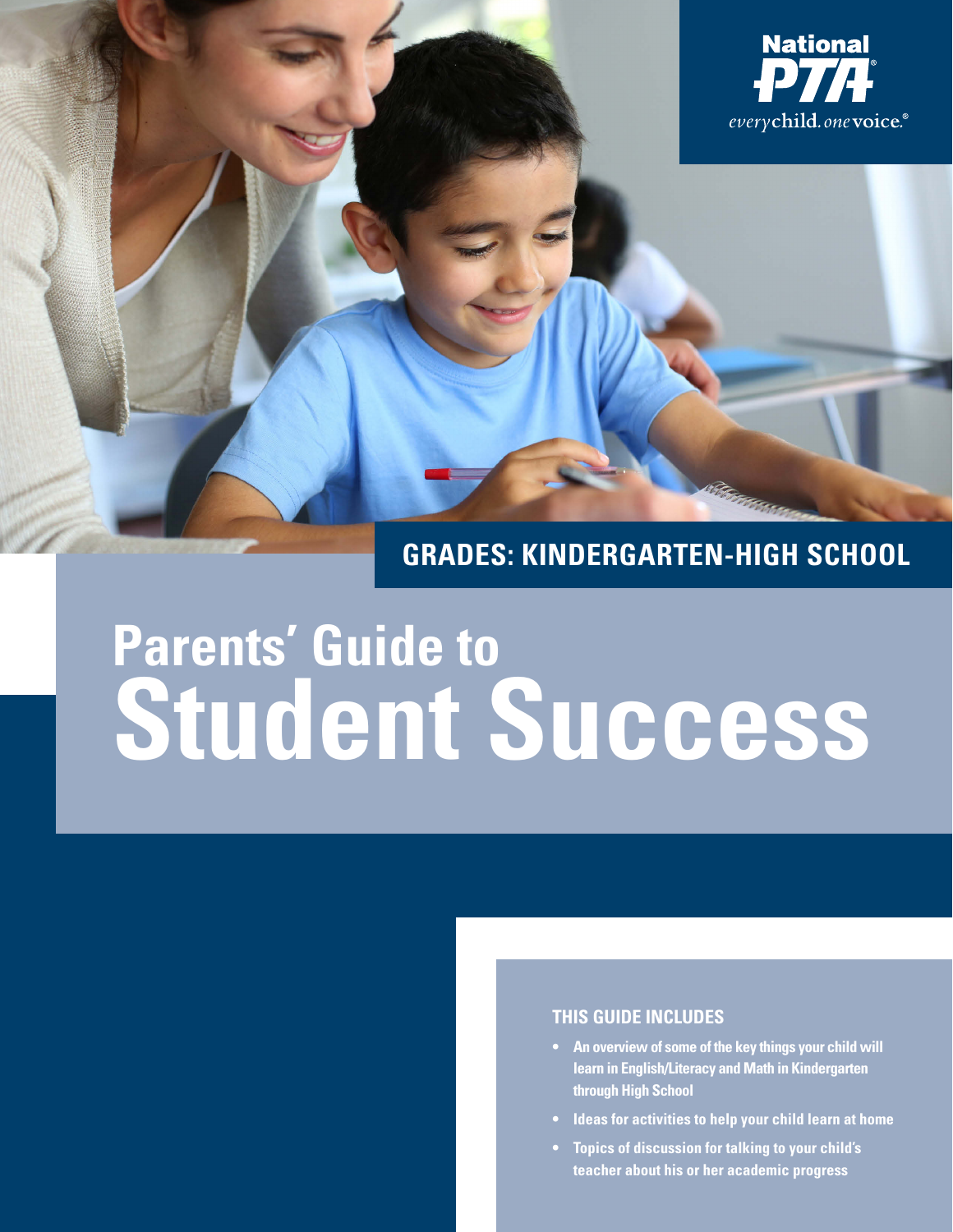National PTA

*every child. one voice.*®

GRADES: KINDERGARTEN-HIGH SCHOOL

# Parents' Guide to Student Success

### THIS GUIDE INCLUDES

- An overview of some of the key things your child will learn in English/Literacy and Math in Kindergarten through High School
- Ideas for activities to help your child learn at home
- Topics of discussion for talking to your child's teacher about his or her academic progress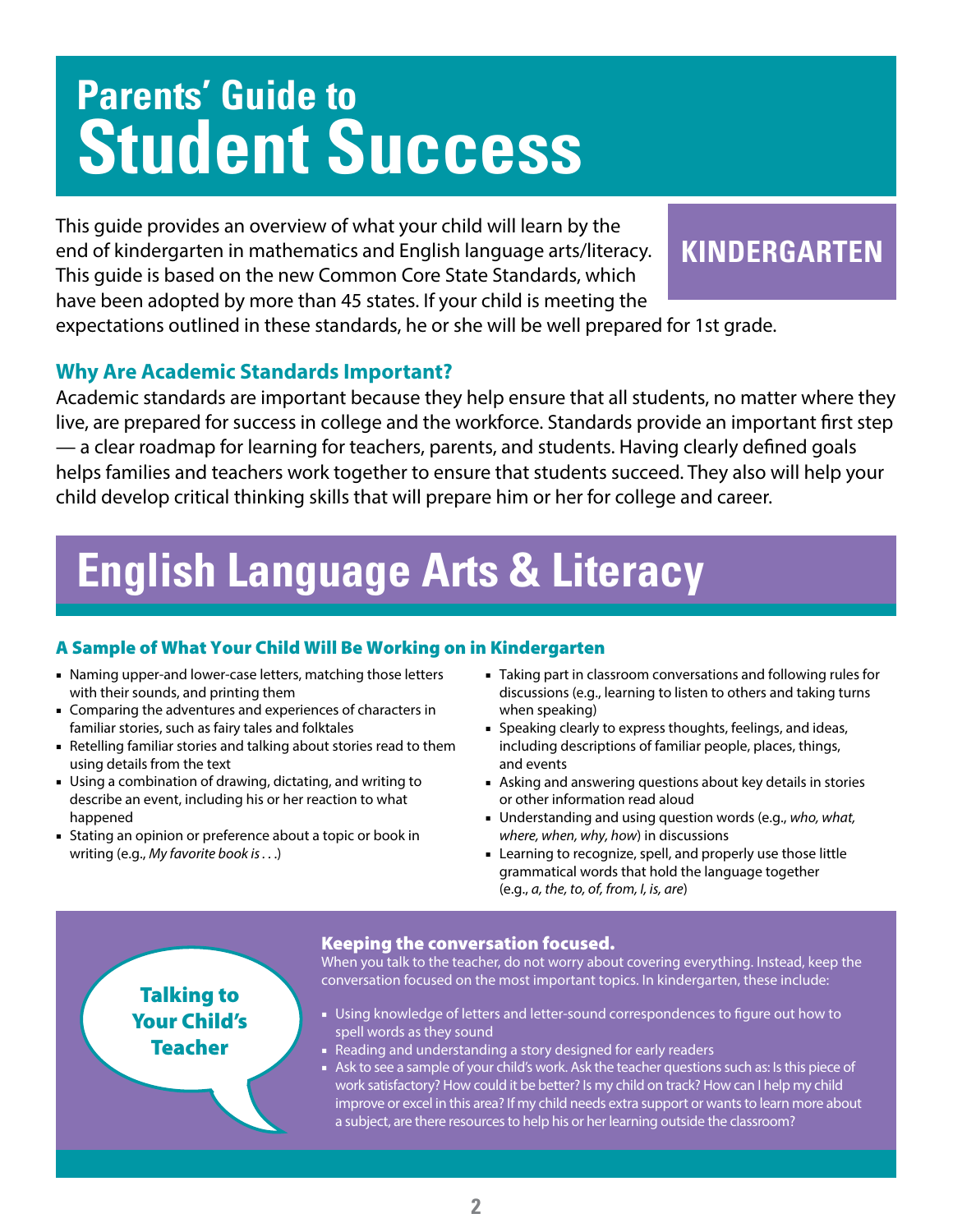# Parents' Guide to Student Success

**KINDERGARTEN**

This guide provides an overview of what your child will learn by the end of kindergarten in mathematics and English language arts/literacy. This guide is based on the new Common Core State Standards, which have been adopted by more than 45 states. If your child is meeting the expectations outlined in these standards, he or she will be well prepared for 1st grade.

### Why Are Academic Standards Important?

Academic standards are important because they help ensure that all students, no matter where they live, are prepared for success in college and the workforce. Standards provide an important first step — a clear roadmap for learning for teachers, parents, and students. Having clearly defined goals helps families and teachers work together to ensure that students succeed. They also will help your child develop critical thinking skills that will prepare him or her for college and career.

## English Language Arts & Literacy

### A Sample of What Your Child Will Be Working on in Kindergarten

- Naming upper-and lower-case letters, matching those letters with their sounds, and printing them
- Comparing the adventures and experiences of characters in familiar stories, such as fairy tales and folktales
- Retelling familiar stories and talking about stories read to them using details from the text
- Using a combination of drawing, dictating, and writing to describe an event, including his or her reaction to what happened
- Stating an opinion or preference about a topic or book in writing (e.g., *My favorite book is . . .*)
- Taking part in classroom conversations and following rules for discussions (e.g., learning to listen to others and taking turns when speaking)
- Speaking clearly to express thoughts, feelings, and ideas, including descriptions of familiar people, places, things, and events
- Asking and answering questions about key details in stories or other information read aloud
- Understanding and using question words (e.g., *who, what, where, when, why, how*) in discussions
- Learning to recognize, spell, and properly use those little grammatical words that hold the language together (e.g., *a, the, to, of, from, I, is, are*)

### Talking to Your Child's Teacher

**Keeping the conversation focused.**
When you talk to the teacher, do not worry about covering everything. Instead, keep the conversation focused on the most important topics. In kindergarten, these include:

- Using knowledge of letters and letter-sound correspondences to figure out how to spell words as they sound
- Reading and understanding a story designed for early readers
- Ask to see a sample of your child's work. Ask the teacher questions such as: Is this piece of work satisfactory? How could it be better? Is my child on track? How can I help my child improve or excel in this area? If my child needs extra support or wants to learn more about a subject, are there resources to help his or her learning outside the classroom?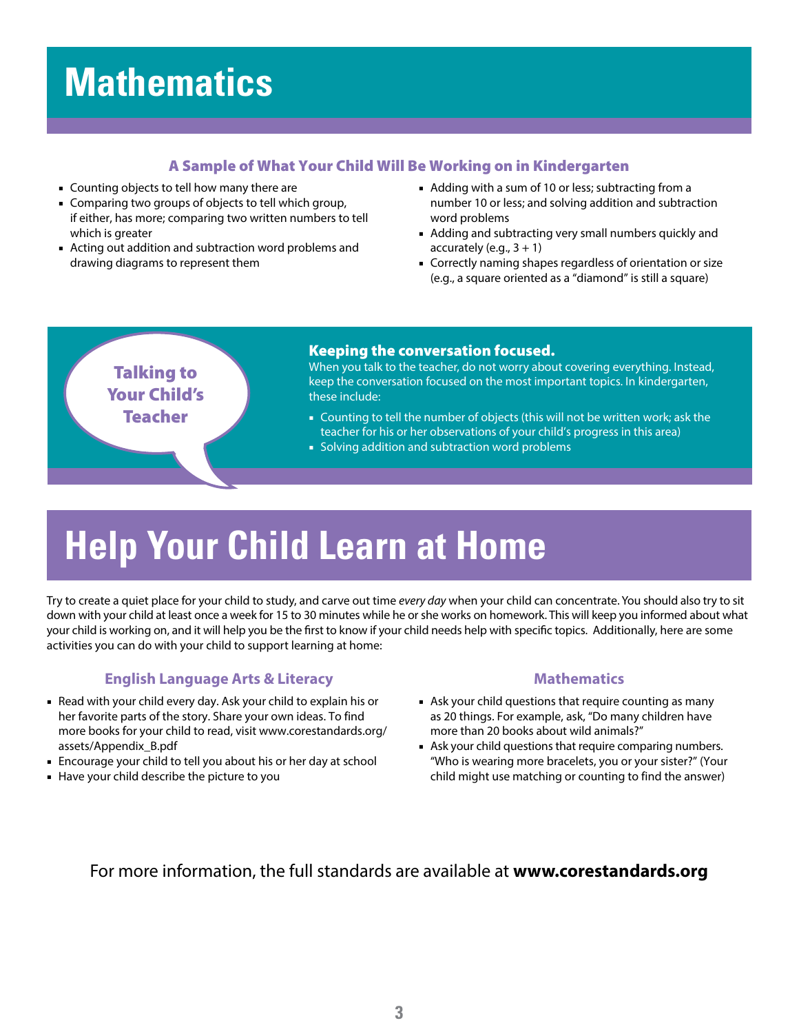# Mathematics

### A Sample of What Your Child Will Be Working on in Kindergarten

- Counting objects to tell how many there are
- Comparing two groups of objects to tell which group, if either, has more; comparing two written numbers to tell which is greater
- Acting out addition and subtraction word problems and drawing diagrams to represent them
- Adding with a sum of 10 or less; subtracting from a number 10 or less; and solving addition and subtraction word problems
- Adding and subtracting very small numbers quickly and accurately (e.g., 3 + 1)
- Correctly naming shapes regardless of orientation or size (e.g., a square oriented as a "diamond" is still a square)

### Talking to Your Child's Teacher

**Keeping the conversation focused.**
When you talk to the teacher, do not worry about covering everything. Instead, keep the conversation focused on the most important topics. In kindergarten, these include:

- Counting to tell the number of objects (this will not be written work; ask the teacher for his or her observations of your child's progress in this area)
- Solving addition and subtraction word problems

# Help Your Child Learn at Home

Try to create a quiet place for your child to study, and carve out time *every day* when your child can concentrate. You should also try to sit down with your child at least once a week for 15 to 30 minutes while he or she works on homework. This will keep you informed about what your child is working on, and it will help you be the first to know if your child needs help with specific topics. Additionally, here are some activities you can do with your child to support learning at home:

### English Language Arts & Literacy

- Read with your child every day. Ask your child to explain his or her favorite parts of the story. Share your own ideas. To find more books for your child to read, visit www.corestandards.org/assets/Appendix_B.pdf
- Encourage your child to tell you about his or her day at school
- Have your child describe the picture to you

### Mathematics

- Ask your child questions that require counting as many as 20 things. For example, ask, "Do many children have more than 20 books about wild animals?"
- Ask your child questions that require comparing numbers. "Who is wearing more bracelets, you or your sister?" (Your child might use matching or counting to find the answer)

For more information, the full standards are available at **www.corestandards.org**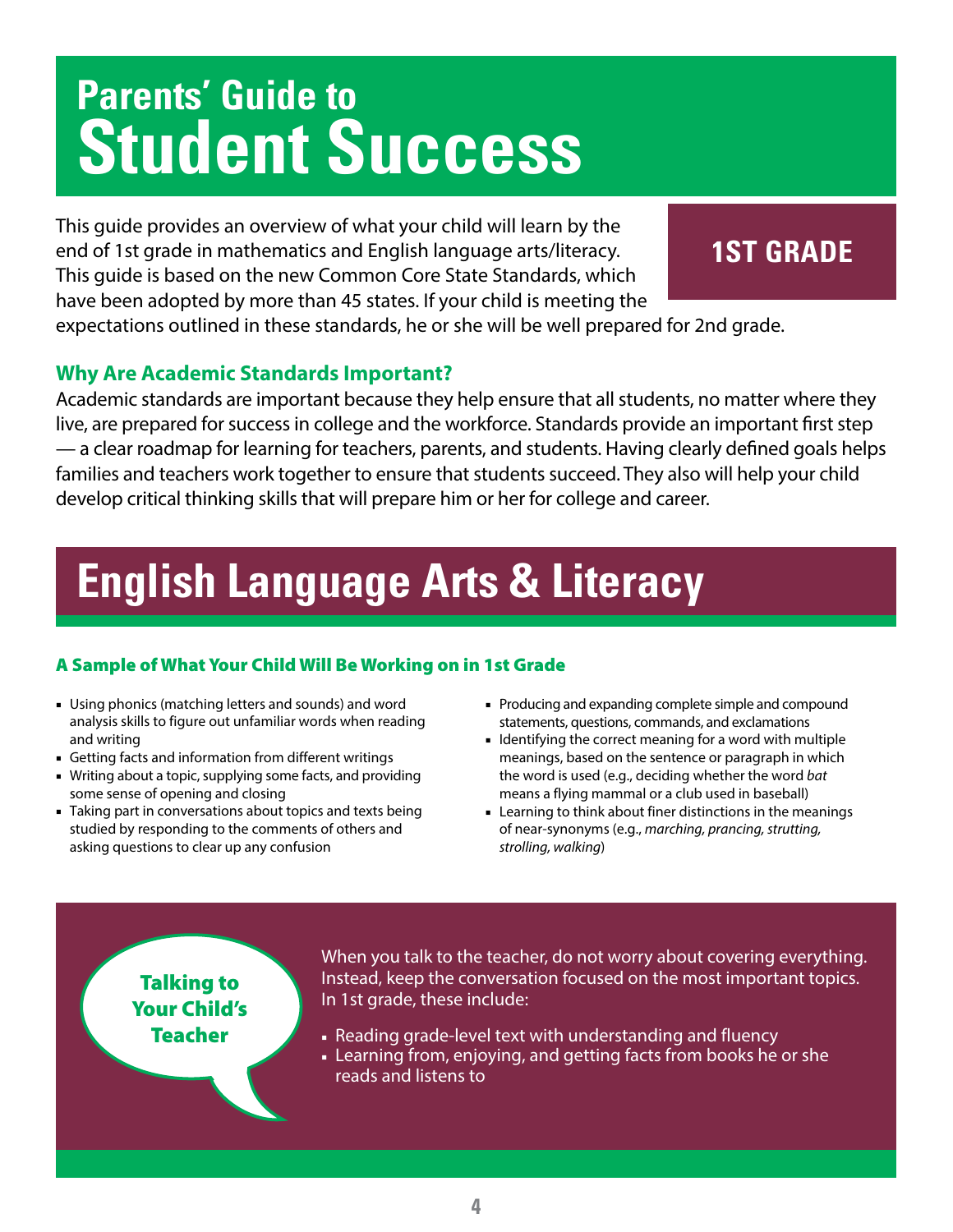# Parents' Guide to Student Success

**1ST GRADE**

This guide provides an overview of what your child will learn by the end of 1st grade in mathematics and English language arts/literacy. This guide is based on the new Common Core State Standards, which have been adopted by more than 45 states. If your child is meeting the expectations outlined in these standards, he or she will be well prepared for 2nd grade.

### Why Are Academic Standards Important?

Academic standards are important because they help ensure that all students, no matter where they live, are prepared for success in college and the workforce. Standards provide an important first step — a clear roadmap for learning for teachers, parents, and students. Having clearly defined goals helps families and teachers work together to ensure that students succeed. They also will help your child develop critical thinking skills that will prepare him or her for college and career.

## English Language Arts & Literacy

### A Sample of What Your Child Will Be Working on in 1st Grade

- Using phonics (matching letters and sounds) and word analysis skills to figure out unfamiliar words when reading and writing
- Getting facts and information from different writings
- Writing about a topic, supplying some facts, and providing some sense of opening and closing
- Taking part in conversations about topics and texts being studied by responding to the comments of others and asking questions to clear up any confusion
- Producing and expanding complete simple and compound statements, questions, commands, and exclamations
- Identifying the correct meaning for a word with multiple meanings, based on the sentence or paragraph in which the word is used (e.g., deciding whether the word *bat* means a flying mammal or a club used in baseball)
- Learning to think about finer distinctions in the meanings of near-synonyms (e.g., *marching, prancing, strutting, strolling, walking*)

### Talking to Your Child's Teacher

When you talk to the teacher, do not worry about covering everything. Instead, keep the conversation focused on the most important topics. In 1st grade, these include:

- Reading grade-level text with understanding and fluency
- Learning from, enjoying, and getting facts from books he or she reads and listens to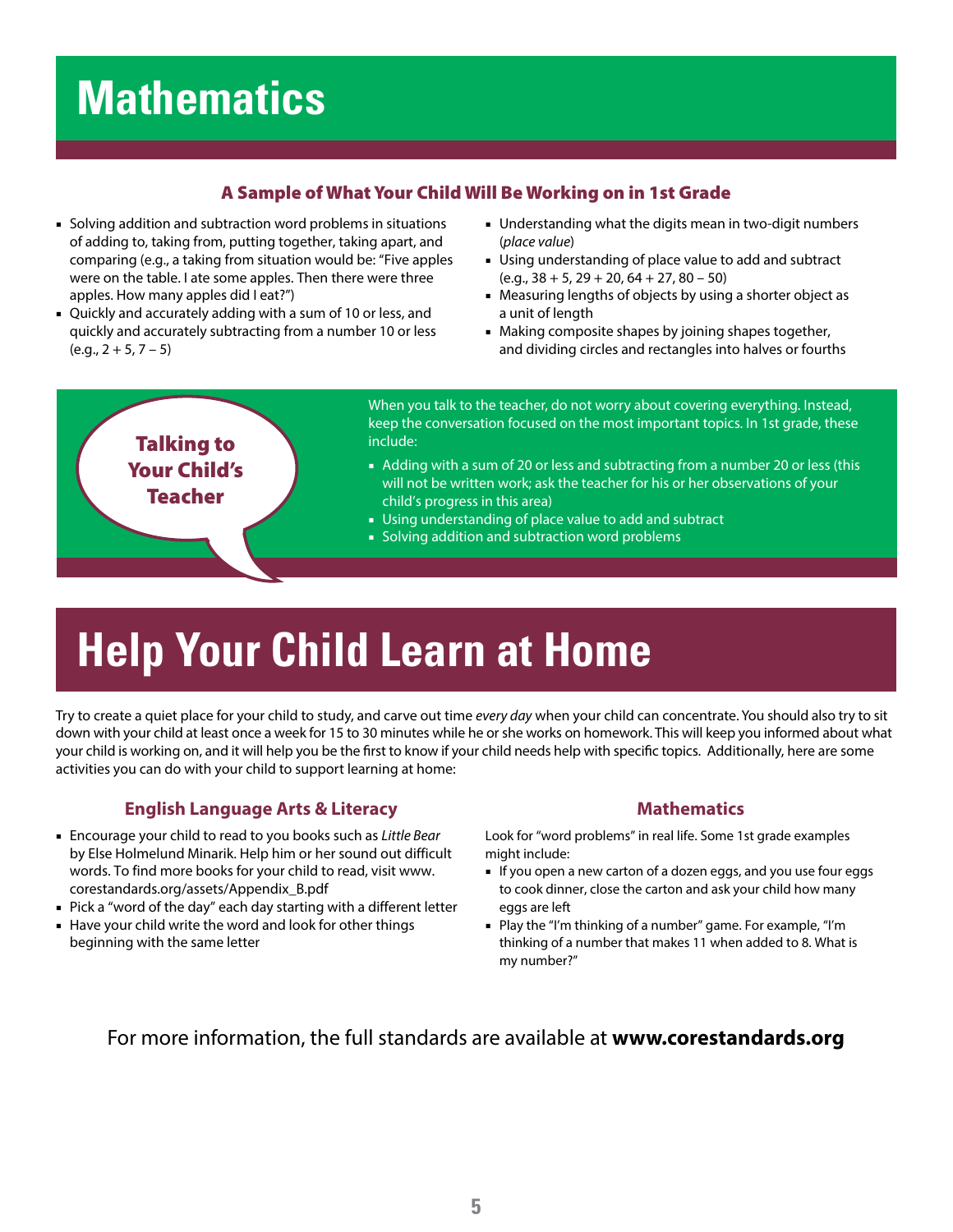# Mathematics

## A Sample of What Your Child Will Be Working on in 1st Grade

- Solving addition and subtraction word problems in situations of adding to, taking from, putting together, taking apart, and comparing (e.g., a taking from situation would be: "Five apples were on the table. I ate some apples. Then there were three apples. How many apples did I eat?")
- Quickly and accurately adding with a sum of 10 or less, and quickly and accurately subtracting from a number 10 or less (e.g., 2 + 5, 7 – 5)
- Understanding what the digits mean in two-digit numbers (*place value*)
- Using understanding of place value to add and subtract (e.g., 38 + 5, 29 + 20, 64 + 27, 80 – 50)
- Measuring lengths of objects by using a shorter object as a unit of length
- Making composite shapes by joining shapes together, and dividing circles and rectangles into halves or fourths

### Talking to Your Child's Teacher

When you talk to the teacher, do not worry about covering everything. Instead, keep the conversation focused on the most important topics. In 1st grade, these include:

- Adding with a sum of 20 or less and subtracting from a number 20 or less (this will not be written work; ask the teacher for his or her observations of your child's progress in this area)
- Using understanding of place value to add and subtract
- Solving addition and subtraction word problems

# Help Your Child Learn at Home

Try to create a quiet place for your child to study, and carve out time *every day* when your child can concentrate. You should also try to sit down with your child at least once a week for 15 to 30 minutes while he or she works on homework. This will keep you informed about what your child is working on, and it will help you be the first to know if your child needs help with specific topics. Additionally, here are some activities you can do with your child to support learning at home:

### English Language Arts & Literacy

- Encourage your child to read to you books such as *Little Bear* by Else Holmelund Minarik. Help him or her sound out difficult words. To find more books for your child to read, visit www.corestandards.org/assets/Appendix_B.pdf
- Pick a "word of the day" each day starting with a different letter
- Have your child write the word and look for other things beginning with the same letter

### Mathematics

Look for "word problems" in real life. Some 1st grade examples might include:

- If you open a new carton of a dozen eggs, and you use four eggs to cook dinner, close the carton and ask your child how many eggs are left
- Play the "I'm thinking of a number" game. For example, "I'm thinking of a number that makes 11 when added to 8. What is my number?"

For more information, the full standards are available at **www.corestandards.org**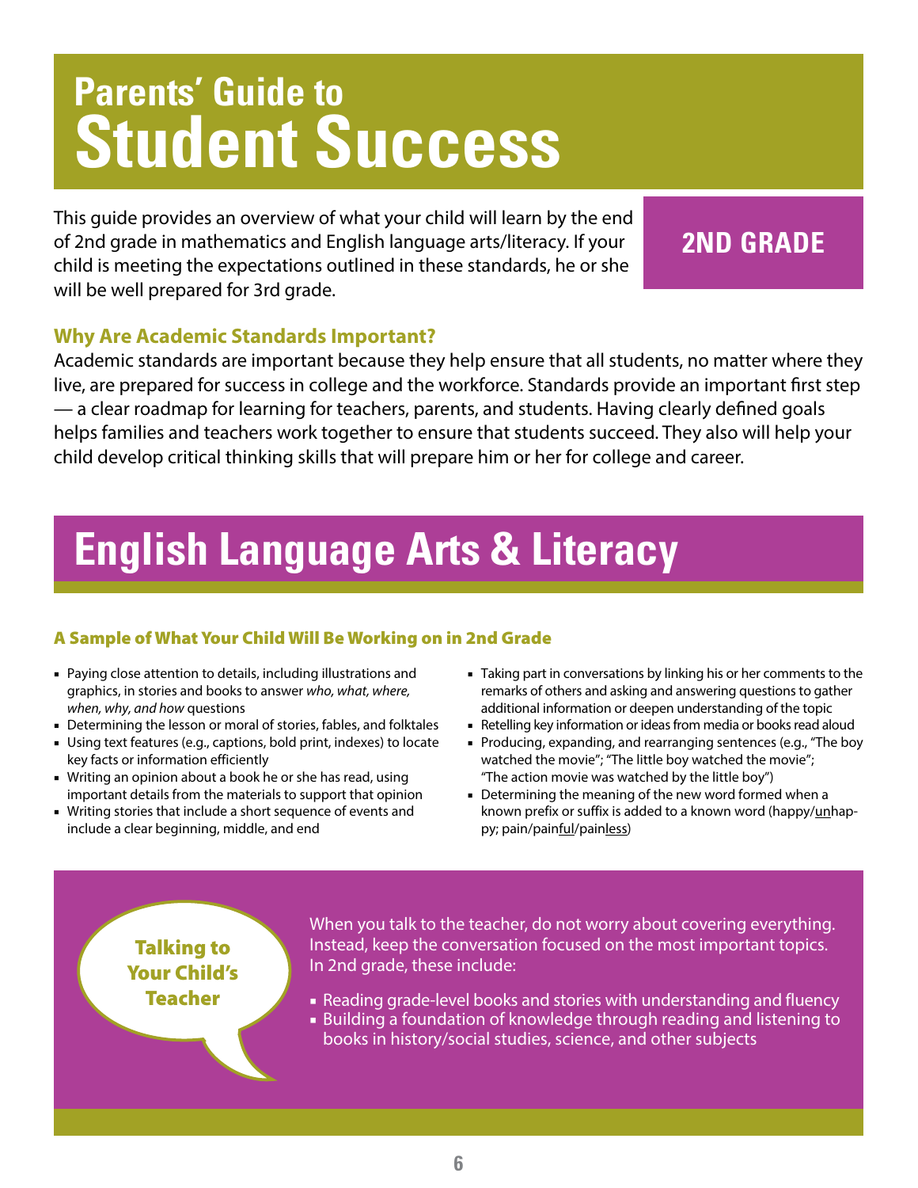# Parents' Guide to Student Success

**2ND GRADE**

This guide provides an overview of what your child will learn by the end of 2nd grade in mathematics and English language arts/literacy. If your child is meeting the expectations outlined in these standards, he or she will be well prepared for 3rd grade.

### Why Are Academic Standards Important?

Academic standards are important because they help ensure that all students, no matter where they live, are prepared for success in college and the workforce. Standards provide an important first step — a clear roadmap for learning for teachers, parents, and students. Having clearly defined goals helps families and teachers work together to ensure that students succeed. They also will help your child develop critical thinking skills that will prepare him or her for college and career.

# English Language Arts & Literacy

### A Sample of What Your Child Will Be Working on in 2nd Grade

- Paying close attention to details, including illustrations and graphics, in stories and books to answer *who, what, where, when, why, and how* questions
- Determining the lesson or moral of stories, fables, and folktales
- Using text features (e.g., captions, bold print, indexes) to locate key facts or information efficiently
- Writing an opinion about a book he or she has read, using important details from the materials to support that opinion
- Writing stories that include a short sequence of events and include a clear beginning, middle, and end
- Taking part in conversations by linking his or her comments to the remarks of others and asking and answering questions to gather additional information or deepen understanding of the topic
- Retelling key information or ideas from media or books read aloud
- Producing, expanding, and rearranging sentences (e.g., "The boy watched the movie"; "The little boy watched the movie"; "The action movie was watched by the little boy")
- Determining the meaning of the new word formed when a known prefix or suffix is added to a known word (happy/<u>un</u>happy; pain/pain<u>ful</u>/pain<u>less</u>)

### Talking to Your Child's Teacher

When you talk to the teacher, do not worry about covering everything. Instead, keep the conversation focused on the most important topics. In 2nd grade, these include:

- Reading grade-level books and stories with understanding and fluency
- Building a foundation of knowledge through reading and listening to books in history/social studies, science, and other subjects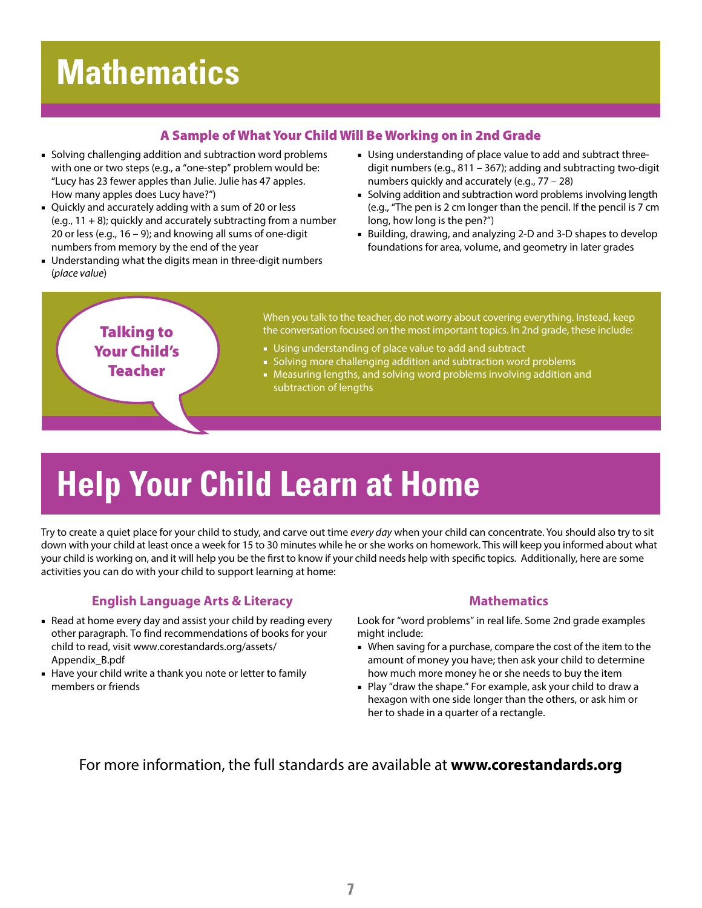# Mathematics

## A Sample of What Your Child Will Be Working on in 2nd Grade

- Solving challenging addition and subtraction word problems with one or two steps (e.g., a "one-step" problem would be: "Lucy has 23 fewer apples than Julie. Julie has 47 apples. How many apples does Lucy have?")
- Quickly and accurately adding with a sum of 20 or less (e.g., 11 + 8); quickly and accurately subtracting from a number 20 or less (e.g., 16 – 9); and knowing all sums of one-digit numbers from memory by the end of the year
- Understanding what the digits mean in three-digit numbers (*place value*)
- Using understanding of place value to add and subtract three-digit numbers (e.g., 811 – 367); adding and subtracting two-digit numbers quickly and accurately (e.g., 77 – 28)
- Solving addition and subtraction word problems involving length (e.g., "The pen is 2 cm longer than the pencil. If the pencil is 7 cm long, how long is the pen?")
- Building, drawing, and analyzing 2-D and 3-D shapes to develop foundations for area, volume, and geometry in later grades

### Talking to Your Child's Teacher

When you talk to the teacher, do not worry about covering everything. Instead, keep the conversation focused on the most important topics. In 2nd grade, these include:

- Using understanding of place value to add and subtract
- Solving more challenging addition and subtraction word problems
- Measuring lengths, and solving word problems involving addition and subtraction of lengths

# Help Your Child Learn at Home

Try to create a quiet place for your child to study, and carve out time *every day* when your child can concentrate. You should also try to sit down with your child at least once a week for 15 to 30 minutes while he or she works on homework. This will keep you informed about what your child is working on, and it will help you be the first to know if your child needs help with specific topics. Additionally, here are some activities you can do with your child to support learning at home:

## English Language Arts & Literacy

- Read at home every day and assist your child by reading every other paragraph. To find recommendations of books for your child to read, visit www.corestandards.org/assets/Appendix_B.pdf
- Have your child write a thank you note or letter to family members or friends

## Mathematics

Look for "word problems" in real life. Some 2nd grade examples might include:

- When saving for a purchase, compare the cost of the item to the amount of money you have; then ask your child to determine how much more money he or she needs to buy the item
- Play "draw the shape." For example, ask your child to draw a hexagon with one side longer than the others, or ask him or her to shade in a quarter of a rectangle.

For more information, the full standards are available at **www.corestandards.org**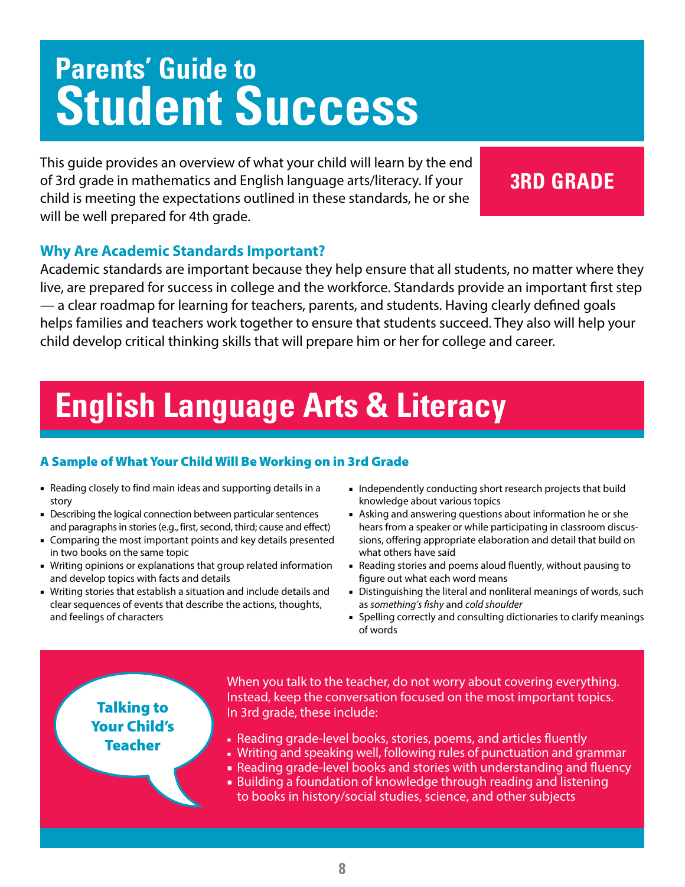# Parents' Guide to Student Success

This guide provides an overview of what your child will learn by the end of 3rd grade in mathematics and English language arts/literacy. If your child is meeting the expectations outlined in these standards, he or she will be well prepared for 4th grade.

**3RD GRADE**

### Why Are Academic Standards Important?

Academic standards are important because they help ensure that all students, no matter where they live, are prepared for success in college and the workforce. Standards provide an important first step — a clear roadmap for learning for teachers, parents, and students. Having clearly defined goals helps families and teachers work together to ensure that students succeed. They also will help your child develop critical thinking skills that will prepare him or her for college and career.

## English Language Arts & Literacy

### A Sample of What Your Child Will Be Working on in 3rd Grade

- Reading closely to find main ideas and supporting details in a story
- Describing the logical connection between particular sentences and paragraphs in stories (e.g., first, second, third; cause and effect)
- Comparing the most important points and key details presented in two books on the same topic
- Writing opinions or explanations that group related information and develop topics with facts and details
- Writing stories that establish a situation and include details and clear sequences of events that describe the actions, thoughts, and feelings of characters
- Independently conducting short research projects that build knowledge about various topics
- Asking and answering questions about information he or she hears from a speaker or while participating in classroom discussions, offering appropriate elaboration and detail that build on what others have said
- Reading stories and poems aloud fluently, without pausing to figure out what each word means
- Distinguishing the literal and nonliteral meanings of words, such as *something's fishy* and *cold shoulder*
- Spelling correctly and consulting dictionaries to clarify meanings of words

### Talking to Your Child's Teacher

When you talk to the teacher, do not worry about covering everything. Instead, keep the conversation focused on the most important topics. In 3rd grade, these include:

- Reading grade-level books, stories, poems, and articles fluently
- Writing and speaking well, following rules of punctuation and grammar
- Reading grade-level books and stories with understanding and fluency
- Building a foundation of knowledge through reading and listening to books in history/social studies, science, and other subjects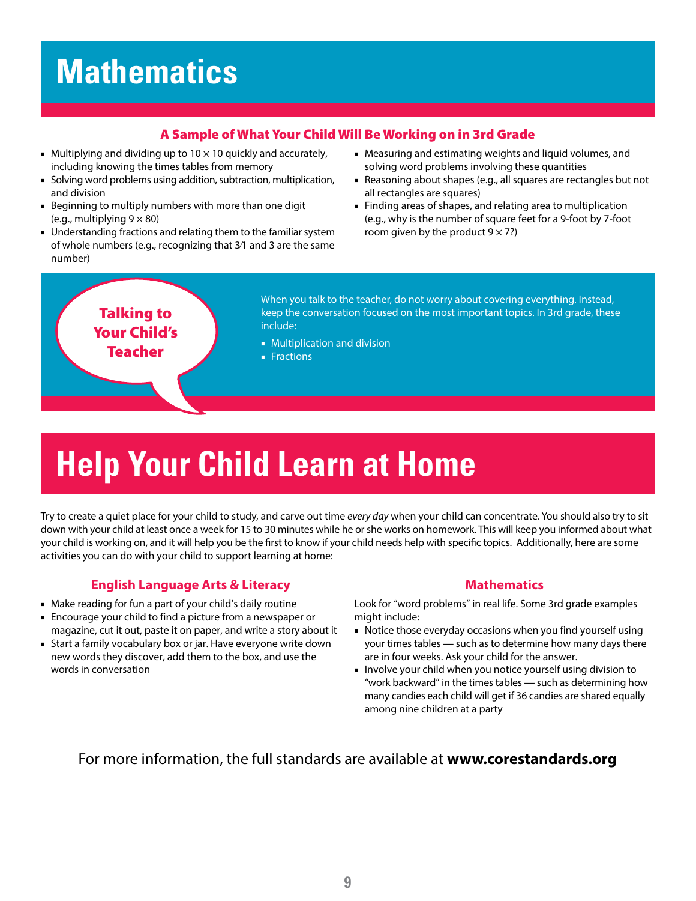# Mathematics

## A Sample of What Your Child Will Be Working on in 3rd Grade

- Multiplying and dividing up to $10 \times 10$ quickly and accurately, including knowing the times tables from memory
- Solving word problems using addition, subtraction, multiplication, and division
- Beginning to multiply numbers with more than one digit (e.g., multiplying $9 \times 80$)
- Understanding fractions and relating them to the familiar system of whole numbers (e.g., recognizing that $3/1$ and 3 are the same number)
- Measuring and estimating weights and liquid volumes, and solving word problems involving these quantities
- Reasoning about shapes (e.g., all squares are rectangles but not all rectangles are squares)
- Finding areas of shapes, and relating area to multiplication (e.g., why is the number of square feet for a 9-foot by 7-foot room given by the product $9 \times 7$?)

### Talking to Your Child's Teacher

When you talk to the teacher, do not worry about covering everything. Instead, keep the conversation focused on the most important topics. In 3rd grade, these include:

- Multiplication and division
- Fractions

# Help Your Child Learn at Home

Try to create a quiet place for your child to study, and carve out time *every day* when your child can concentrate. You should also try to sit down with your child at least once a week for 15 to 30 minutes while he or she works on homework. This will keep you informed about what your child is working on, and it will help you be the first to know if your child needs help with specific topics. Additionally, here are some activities you can do with your child to support learning at home:

## English Language Arts & Literacy

- Make reading for fun a part of your child's daily routine
- Encourage your child to find a picture from a newspaper or magazine, cut it out, paste it on paper, and write a story about it
- Start a family vocabulary box or jar. Have everyone write down new words they discover, add them to the box, and use the words in conversation

## Mathematics

Look for "word problems" in real life. Some 3rd grade examples might include:

- Notice those everyday occasions when you find yourself using your times tables — such as to determine how many days there are in four weeks. Ask your child for the answer.
- Involve your child when you notice yourself using division to "work backward" in the times tables — such as determining how many candies each child will get if 36 candies are shared equally among nine children at a party

For more information, the full standards are available at **www.corestandards.org**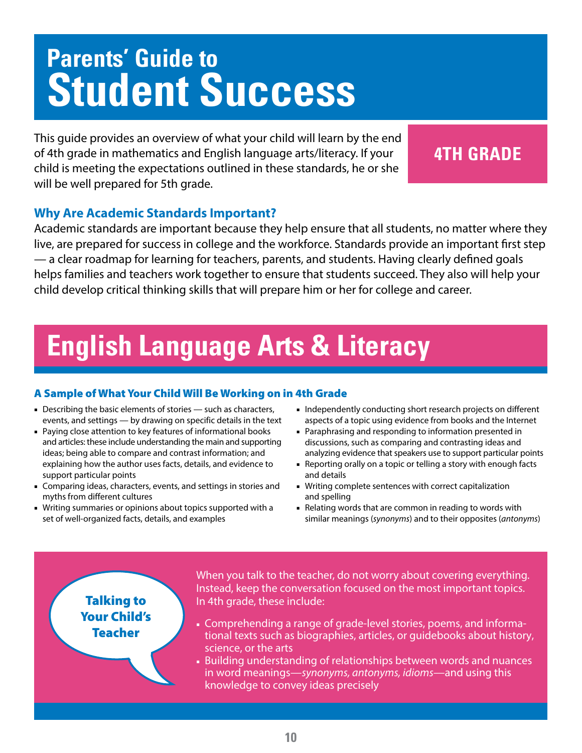# Parents' Guide to Student Success

This guide provides an overview of what your child will learn by the end of 4th grade in mathematics and English language arts/literacy. If your child is meeting the expectations outlined in these standards, he or she will be well prepared for 5th grade.

**4TH GRADE**

### Why Are Academic Standards Important?

Academic standards are important because they help ensure that all students, no matter where they live, are prepared for success in college and the workforce. Standards provide an important first step — a clear roadmap for learning for teachers, parents, and students. Having clearly defined goals helps families and teachers work together to ensure that students succeed. They also will help your child develop critical thinking skills that will prepare him or her for college and career.

## English Language Arts & Literacy

### A Sample of What Your Child Will Be Working on in 4th Grade

- Describing the basic elements of stories — such as characters, events, and settings — by drawing on specific details in the text
- Paying close attention to key features of informational books and articles: these include understanding the main and supporting ideas; being able to compare and contrast information; and explaining how the author uses facts, details, and evidence to support particular points
- Comparing ideas, characters, events, and settings in stories and myths from different cultures
- Writing summaries or opinions about topics supported with a set of well-organized facts, details, and examples
- Independently conducting short research projects on different aspects of a topic using evidence from books and the Internet
- Paraphrasing and responding to information presented in discussions, such as comparing and contrasting ideas and analyzing evidence that speakers use to support particular points
- Reporting orally on a topic or telling a story with enough facts and details
- Writing complete sentences with correct capitalization and spelling
- Relating words that are common in reading to words with similar meanings (*synonyms*) and to their opposites (*antonyms*)

### Talking to Your Child's Teacher

When you talk to the teacher, do not worry about covering everything. Instead, keep the conversation focused on the most important topics. In 4th grade, these include:

- Comprehending a range of grade-level stories, poems, and informational texts such as biographies, articles, or guidebooks about history, science, or the arts
- Building understanding of relationships between words and nuances in word meanings—*synonyms, antonyms, idioms*—and using this knowledge to convey ideas precisely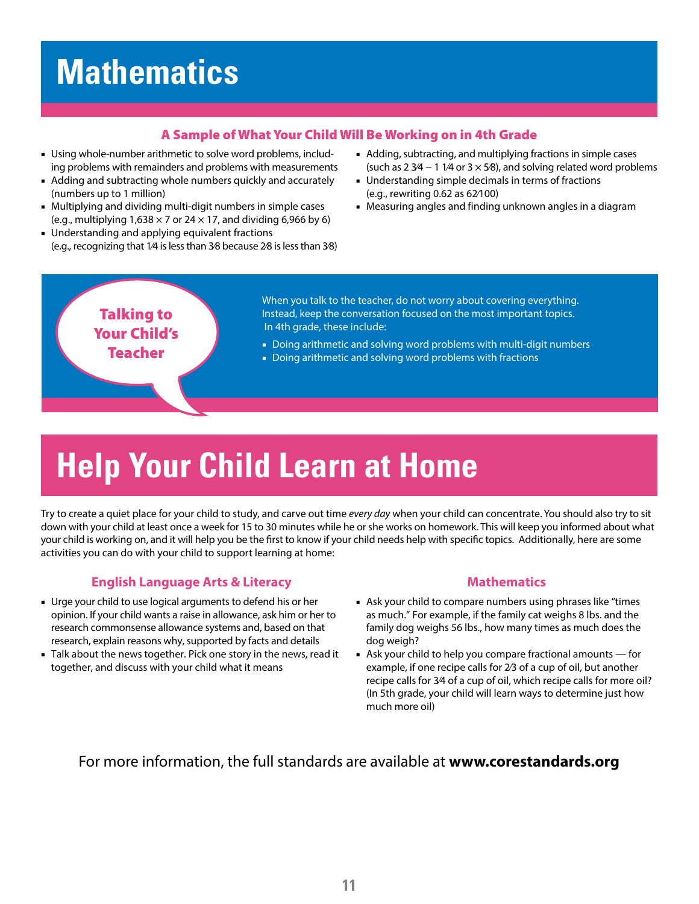# Mathematics

## A Sample of What Your Child Will Be Working on in 4th Grade

- Using whole-number arithmetic to solve word problems, including problems with remainders and problems with measurements
- Adding and subtracting whole numbers quickly and accurately (numbers up to 1 million)
- Multiplying and dividing multi-digit numbers in simple cases (e.g., multiplying $1{,}638 \times 7$ or $24 \times 17$, and dividing 6,966 by 6)
- Understanding and applying equivalent fractions (e.g., recognizing that $1/4$ is less than $3/8$ because $2/8$ is less than $3/8$)
- Adding, subtracting, and multiplying fractions in simple cases (such as $2\ 3/4 - 1\ 1/4$ or $3 \times 5/8$), and solving related word problems
- Understanding simple decimals in terms of fractions (e.g., rewriting 0.62 as $62/100$)
- Measuring angles and finding unknown angles in a diagram

### Talking to Your Child's Teacher

When you talk to the teacher, do not worry about covering everything. Instead, keep the conversation focused on the most important topics. In 4th grade, these include:

- Doing arithmetic and solving word problems with multi-digit numbers
- Doing arithmetic and solving word problems with fractions

# Help Your Child Learn at Home

Try to create a quiet place for your child to study, and carve out time *every day* when your child can concentrate. You should also try to sit down with your child at least once a week for 15 to 30 minutes while he or she works on homework. This will keep you informed about what your child is working on, and it will help you be the first to know if your child needs help with specific topics. Additionally, here are some activities you can do with your child to support learning at home:

### English Language Arts & Literacy

- Urge your child to use logical arguments to defend his or her opinion. If your child wants a raise in allowance, ask him or her to research commonsense allowance systems and, based on that research, explain reasons why, supported by facts and details
- Talk about the news together. Pick one story in the news, read it together, and discuss with your child what it means

### Mathematics

- Ask your child to compare numbers using phrases like "times as much." For example, if the family cat weighs 8 lbs. and the family dog weighs 56 lbs., how many times as much does the dog weigh?
- Ask your child to help you compare fractional amounts — for example, if one recipe calls for $2/3$ of a cup of oil, but another recipe calls for $3/4$ of a cup of oil, which recipe calls for more oil? (In 5th grade, your child will learn ways to determine just how much more oil)

For more information, the full standards are available at **www.corestandards.org**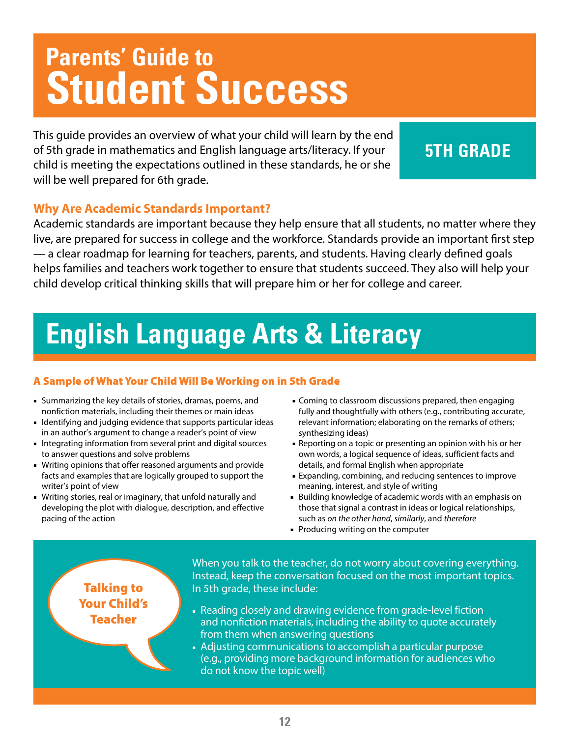# Parents' Guide to Student Success

This guide provides an overview of what your child will learn by the end of 5th grade in mathematics and English language arts/literacy. If your child is meeting the expectations outlined in these standards, he or she will be well prepared for 6th grade.

**5TH GRADE**

### Why Are Academic Standards Important?

Academic standards are important because they help ensure that all students, no matter where they live, are prepared for success in college and the workforce. Standards provide an important first step — a clear roadmap for learning for teachers, parents, and students. Having clearly defined goals helps families and teachers work together to ensure that students succeed. They also will help your child develop critical thinking skills that will prepare him or her for college and career.

## English Language Arts & Literacy

### A Sample of What Your Child Will Be Working on in 5th Grade

- Summarizing the key details of stories, dramas, poems, and nonfiction materials, including their themes or main ideas
- Identifying and judging evidence that supports particular ideas in an author's argument to change a reader's point of view
- Integrating information from several print and digital sources to answer questions and solve problems
- Writing opinions that offer reasoned arguments and provide facts and examples that are logically grouped to support the writer's point of view
- Writing stories, real or imaginary, that unfold naturally and developing the plot with dialogue, description, and effective pacing of the action
- Coming to classroom discussions prepared, then engaging fully and thoughtfully with others (e.g., contributing accurate, relevant information; elaborating on the remarks of others; synthesizing ideas)
- Reporting on a topic or presenting an opinion with his or her own words, a logical sequence of ideas, sufficient facts and details, and formal English when appropriate
- Expanding, combining, and reducing sentences to improve meaning, interest, and style of writing
- Building knowledge of academic words with an emphasis on those that signal a contrast in ideas or logical relationships, such as *on the other hand*, *similarly*, and *therefore*
- Producing writing on the computer

### Talking to Your Child's Teacher

When you talk to the teacher, do not worry about covering everything. Instead, keep the conversation focused on the most important topics. In 5th grade, these include:

- Reading closely and drawing evidence from grade-level fiction and nonfiction materials, including the ability to quote accurately from them when answering questions
- Adjusting communications to accomplish a particular purpose (e.g., providing more background information for audiences who do not know the topic well)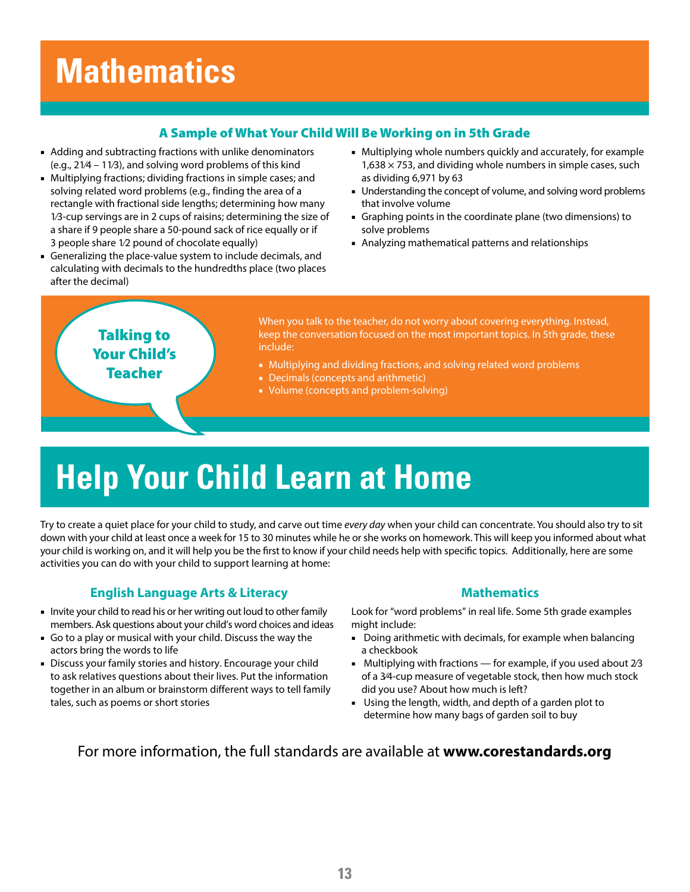# Mathematics

### A Sample of What Your Child Will Be Working on in 5th Grade

- Adding and subtracting fractions with unlike denominators (e.g., $2\frac{1}{4} - 1\frac{1}{3}$), and solving word problems of this kind
- Multiplying fractions; dividing fractions in simple cases; and solving related word problems (e.g., finding the area of a rectangle with fractional side lengths; determining how many $\frac{1}{3}$-cup servings are in 2 cups of raisins; determining the size of a share if 9 people share a 50-pound sack of rice equally or if 3 people share $\frac{1}{2}$ pound of chocolate equally)
- Generalizing the place-value system to include decimals, and calculating with decimals to the hundredths place (two places after the decimal)
- Multiplying whole numbers quickly and accurately, for example $1{,}638 \times 753$, and dividing whole numbers in simple cases, such as dividing 6,971 by 63
- Understanding the concept of volume, and solving word problems that involve volume
- Graphing points in the coordinate plane (two dimensions) to solve problems
- Analyzing mathematical patterns and relationships

### Talking to Your Child's Teacher

When you talk to the teacher, do not worry about covering everything. Instead, keep the conversation focused on the most important topics. In 5th grade, these include:

- Multiplying and dividing fractions, and solving related word problems
- Decimals (concepts and arithmetic)
- Volume (concepts and problem-solving)

# Help Your Child Learn at Home

Try to create a quiet place for your child to study, and carve out time *every day* when your child can concentrate. You should also try to sit down with your child at least once a week for 15 to 30 minutes while he or she works on homework. This will keep you informed about what your child is working on, and it will help you be the first to know if your child needs help with specific topics. Additionally, here are some activities you can do with your child to support learning at home:

### English Language Arts & Literacy

- Invite your child to read his or her writing out loud to other family members. Ask questions about your child's word choices and ideas
- Go to a play or musical with your child. Discuss the way the actors bring the words to life
- Discuss your family stories and history. Encourage your child to ask relatives questions about their lives. Put the information together in an album or brainstorm different ways to tell family tales, such as poems or short stories

### Mathematics

Look for "word problems" in real life. Some 5th grade examples might include:

- Doing arithmetic with decimals, for example when balancing a checkbook
- Multiplying with fractions — for example, if you used about $\frac{2}{3}$ of a $\frac{3}{4}$-cup measure of vegetable stock, then how much stock did you use? About how much is left?
- Using the length, width, and depth of a garden plot to determine how many bags of garden soil to buy

For more information, the full standards are available at **www.corestandards.org**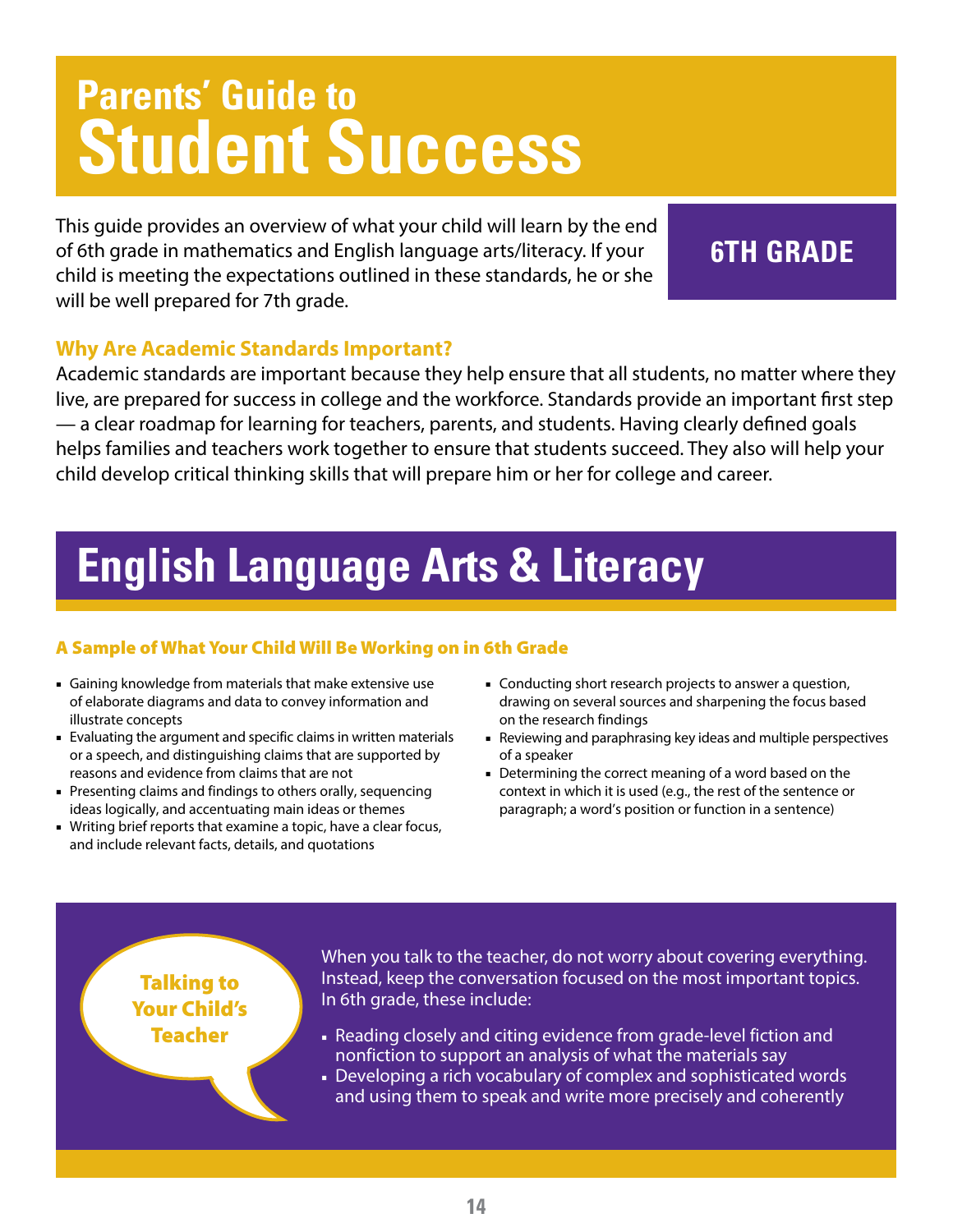# Parents' Guide to Student Success

This guide provides an overview of what your child will learn by the end of 6th grade in mathematics and English language arts/literacy. If your child is meeting the expectations outlined in these standards, he or she will be well prepared for 7th grade.

**6TH GRADE**

### Why Are Academic Standards Important?

Academic standards are important because they help ensure that all students, no matter where they live, are prepared for success in college and the workforce. Standards provide an important first step — a clear roadmap for learning for teachers, parents, and students. Having clearly defined goals helps families and teachers work together to ensure that students succeed. They also will help your child develop critical thinking skills that will prepare him or her for college and career.

## English Language Arts & Literacy

### A Sample of What Your Child Will Be Working on in 6th Grade

- Gaining knowledge from materials that make extensive use of elaborate diagrams and data to convey information and illustrate concepts
- Evaluating the argument and specific claims in written materials or a speech, and distinguishing claims that are supported by reasons and evidence from claims that are not
- Presenting claims and findings to others orally, sequencing ideas logically, and accentuating main ideas or themes
- Writing brief reports that examine a topic, have a clear focus, and include relevant facts, details, and quotations
- Conducting short research projects to answer a question, drawing on several sources and sharpening the focus based on the research findings
- Reviewing and paraphrasing key ideas and multiple perspectives of a speaker
- Determining the correct meaning of a word based on the context in which it is used (e.g., the rest of the sentence or paragraph; a word's position or function in a sentence)

### Talking to Your Child's Teacher

When you talk to the teacher, do not worry about covering everything. Instead, keep the conversation focused on the most important topics. In 6th grade, these include:

- Reading closely and citing evidence from grade-level fiction and nonfiction to support an analysis of what the materials say
- Developing a rich vocabulary of complex and sophisticated words and using them to speak and write more precisely and coherently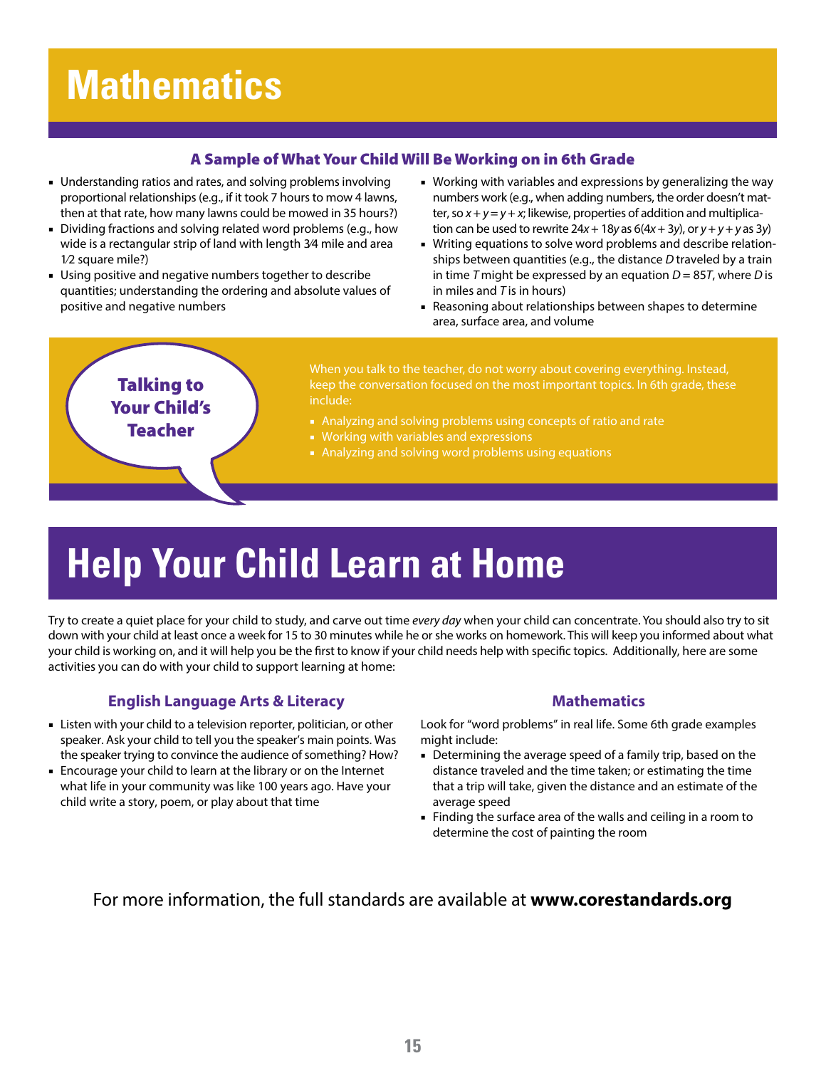# Mathematics

### A Sample of What Your Child Will Be Working on in 6th Grade

- Understanding ratios and rates, and solving problems involving proportional relationships (e.g., if it took 7 hours to mow 4 lawns, then at that rate, how many lawns could be mowed in 35 hours?)
- Dividing fractions and solving related word problems (e.g., how wide is a rectangular strip of land with length 3⁄4 mile and area 1⁄2 square mile?)
- Using positive and negative numbers together to describe quantities; understanding the ordering and absolute values of positive and negative numbers
- Working with variables and expressions by generalizing the way numbers work (e.g., when adding numbers, the order doesn't matter, so $x + y = y + x$; likewise, properties of addition and multiplication can be used to rewrite $24x + 18y$ as $6(4x + 3y)$, or $y + y + y$ as $3y$)
- Writing equations to solve word problems and describe relationships between quantities (e.g., the distance $D$ traveled by a train in time $T$ might be expressed by an equation $D = 85T$, where $D$ is in miles and $T$ is in hours)
- Reasoning about relationships between shapes to determine area, surface area, and volume

### Talking to Your Child's Teacher

When you talk to the teacher, do not worry about covering everything. Instead, keep the conversation focused on the most important topics. In 6th grade, these include:

- Analyzing and solving problems using concepts of ratio and rate
- Working with variables and expressions
- Analyzing and solving word problems using equations

# Help Your Child Learn at Home

Try to create a quiet place for your child to study, and carve out time *every day* when your child can concentrate. You should also try to sit down with your child at least once a week for 15 to 30 minutes while he or she works on homework. This will keep you informed about what your child is working on, and it will help you be the first to know if your child needs help with specific topics. Additionally, here are some activities you can do with your child to support learning at home:

### English Language Arts & Literacy

- Listen with your child to a television reporter, politician, or other speaker. Ask your child to tell you the speaker's main points. Was the speaker trying to convince the audience of something? How?
- Encourage your child to learn at the library or on the Internet what life in your community was like 100 years ago. Have your child write a story, poem, or play about that time

### Mathematics

Look for "word problems" in real life. Some 6th grade examples might include:

- Determining the average speed of a family trip, based on the distance traveled and the time taken; or estimating the time that a trip will take, given the distance and an estimate of the average speed
- Finding the surface area of the walls and ceiling in a room to determine the cost of painting the room

For more information, the full standards are available at **www.corestandards.org**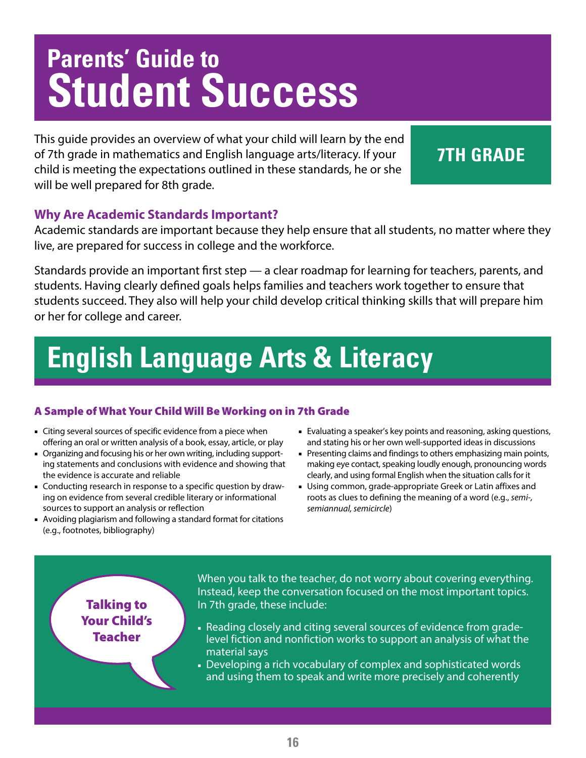# Parents' Guide to Student Success

This guide provides an overview of what your child will learn by the end of 7th grade in mathematics and English language arts/literacy. If your child is meeting the expectations outlined in these standards, he or she will be well prepared for 8th grade.

**7TH GRADE**

### Why Are Academic Standards Important?

Academic standards are important because they help ensure that all students, no matter where they live, are prepared for success in college and the workforce.

Standards provide an important first step — a clear roadmap for learning for teachers, parents, and students. Having clearly defined goals helps families and teachers work together to ensure that students succeed. They also will help your child develop critical thinking skills that will prepare him or her for college and career.

# English Language Arts & Literacy

### A Sample of What Your Child Will Be Working on in 7th Grade

- Citing several sources of specific evidence from a piece when offering an oral or written analysis of a book, essay, article, or play
- Organizing and focusing his or her own writing, including supporting statements and conclusions with evidence and showing that the evidence is accurate and reliable
- Conducting research in response to a specific question by drawing on evidence from several credible literary or informational sources to support an analysis or reflection
- Avoiding plagiarism and following a standard format for citations (e.g., footnotes, bibliography)
- Evaluating a speaker's key points and reasoning, asking questions, and stating his or her own well-supported ideas in discussions
- Presenting claims and findings to others emphasizing main points, making eye contact, speaking loudly enough, pronouncing words clearly, and using formal English when the situation calls for it
- Using common, grade-appropriate Greek or Latin affixes and roots as clues to defining the meaning of a word (e.g., *semi-, semiannual, semicircle*)

### Talking to Your Child's Teacher

When you talk to the teacher, do not worry about covering everything. Instead, keep the conversation focused on the most important topics. In 7th grade, these include:

- Reading closely and citing several sources of evidence from grade-level fiction and nonfiction works to support an analysis of what the material says
- Developing a rich vocabulary of complex and sophisticated words and using them to speak and write more precisely and coherently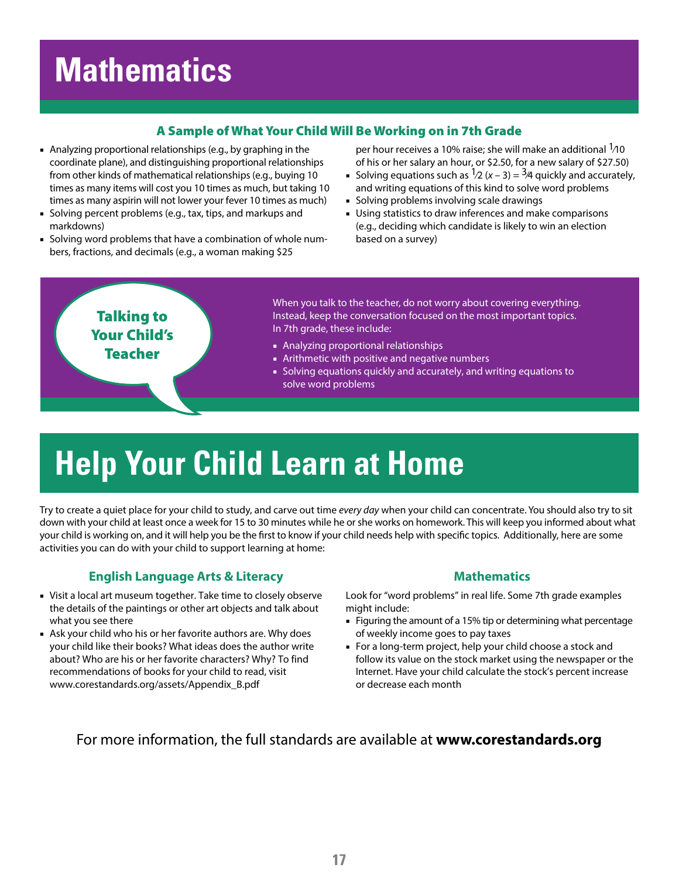# Mathematics

### A Sample of What Your Child Will Be Working on in 7th Grade

- Analyzing proportional relationships (e.g., by graphing in the coordinate plane), and distinguishing proportional relationships from other kinds of mathematical relationships (e.g., buying 10 times as many items will cost you 10 times as much, but taking 10 times as many aspirin will not lower your fever 10 times as much)
- Solving percent problems (e.g., tax, tips, and markups and markdowns)
- Solving word problems that have a combination of whole numbers, fractions, and decimals (e.g., a woman making $25 per hour receives a 10% raise; she will make an additional $\frac{1}{10}$ of his or her salary an hour, or $2.50, for a new salary of $27.50)
- Solving equations such as $\frac{1}{2}(x - 3) = \frac{3}{4}$ quickly and accurately, and writing equations of this kind to solve word problems
- Solving problems involving scale drawings
- Using statistics to draw inferences and make comparisons (e.g., deciding which candidate is likely to win an election based on a survey)

### Talking to Your Child's Teacher

When you talk to the teacher, do not worry about covering everything. Instead, keep the conversation focused on the most important topics. In 7th grade, these include:

- Analyzing proportional relationships
- Arithmetic with positive and negative numbers
- Solving equations quickly and accurately, and writing equations to solve word problems

# Help Your Child Learn at Home

Try to create a quiet place for your child to study, and carve out time *every day* when your child can concentrate. You should also try to sit down with your child at least once a week for 15 to 30 minutes while he or she works on homework. This will keep you informed about what your child is working on, and it will help you be the first to know if your child needs help with specific topics. Additionally, here are some activities you can do with your child to support learning at home:

### English Language Arts & Literacy

- Visit a local art museum together. Take time to closely observe the details of the paintings or other art objects and talk about what you see there
- Ask your child who his or her favorite authors are. Why does your child like their books? What ideas does the author write about? Who are his or her favorite characters? Why? To find recommendations of books for your child to read, visit www.corestandards.org/assets/Appendix_B.pdf

### Mathematics

Look for "word problems" in real life. Some 7th grade examples might include:

- Figuring the amount of a 15% tip or determining what percentage of weekly income goes to pay taxes
- For a long-term project, help your child choose a stock and follow its value on the stock market using the newspaper or the Internet. Have your child calculate the stock's percent increase or decrease each month

For more information, the full standards are available at **www.corestandards.org**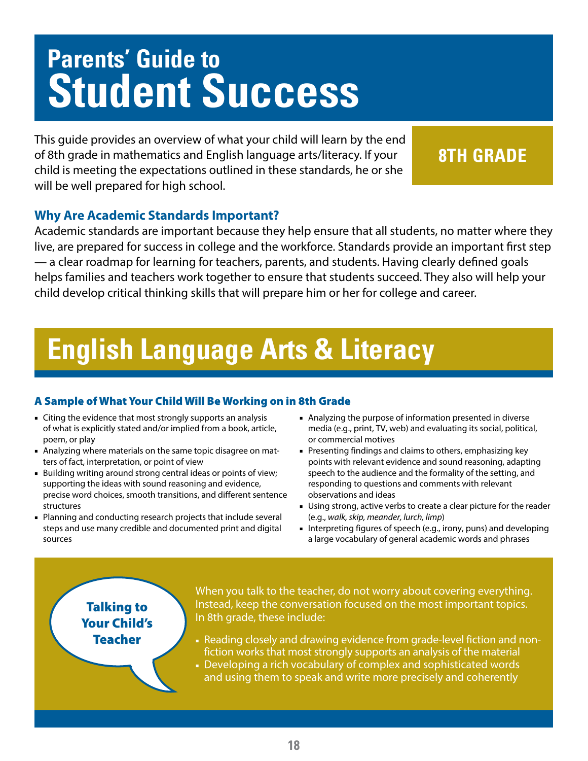# Parents' Guide to Student Success

**8TH GRADE**

This guide provides an overview of what your child will learn by the end of 8th grade in mathematics and English language arts/literacy. If your child is meeting the expectations outlined in these standards, he or she will be well prepared for high school.

### Why Are Academic Standards Important?

Academic standards are important because they help ensure that all students, no matter where they live, are prepared for success in college and the workforce. Standards provide an important first step — a clear roadmap for learning for teachers, parents, and students. Having clearly defined goals helps families and teachers work together to ensure that students succeed. They also will help your child develop critical thinking skills that will prepare him or her for college and career.

# English Language Arts & Literacy

### A Sample of What Your Child Will Be Working on in 8th Grade

- Citing the evidence that most strongly supports an analysis of what is explicitly stated and/or implied from a book, article, poem, or play
- Analyzing where materials on the same topic disagree on matters of fact, interpretation, or point of view
- Building writing around strong central ideas or points of view; supporting the ideas with sound reasoning and evidence, precise word choices, smooth transitions, and different sentence structures
- Planning and conducting research projects that include several steps and use many credible and documented print and digital sources
- Analyzing the purpose of information presented in diverse media (e.g., print, TV, web) and evaluating its social, political, or commercial motives
- Presenting findings and claims to others, emphasizing key points with relevant evidence and sound reasoning, adapting speech to the audience and the formality of the setting, and responding to questions and comments with relevant observations and ideas
- Using strong, active verbs to create a clear picture for the reader (e.g., *walk, skip, meander, lurch, limp*)
- Interpreting figures of speech (e.g., irony, puns) and developing a large vocabulary of general academic words and phrases

### Talking to Your Child's Teacher

When you talk to the teacher, do not worry about covering everything. Instead, keep the conversation focused on the most important topics. In 8th grade, these include:

- Reading closely and drawing evidence from grade-level fiction and nonfiction works that most strongly supports an analysis of the material
- Developing a rich vocabulary of complex and sophisticated words and using them to speak and write more precisely and coherently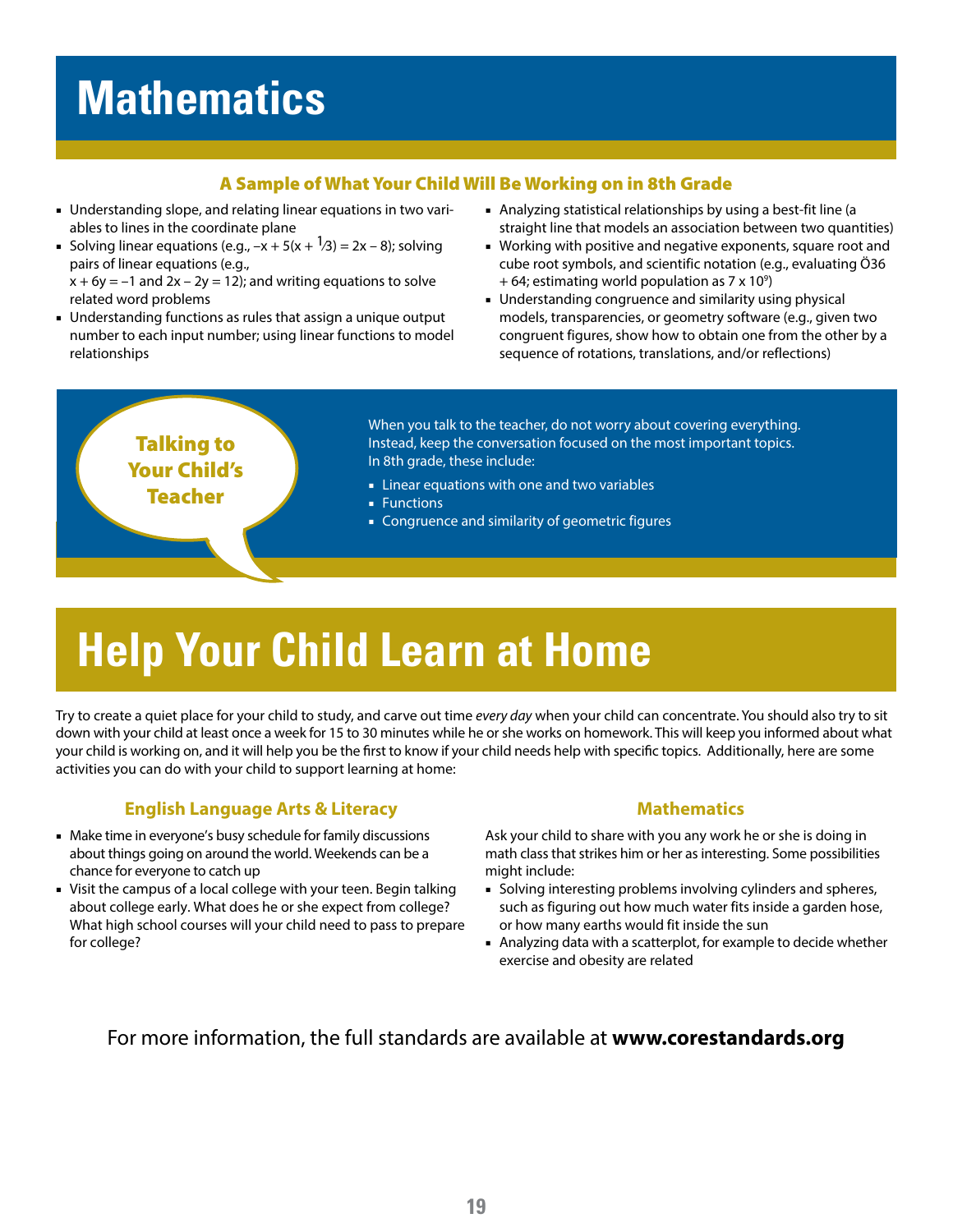# Mathematics

### A Sample of What Your Child Will Be Working on in 8th Grade

- Understanding slope, and relating linear equations in two variables to lines in the coordinate plane
- Solving linear equations (e.g., $-x + 5(x + \frac{1}{3}) = 2x - 8$); solving pairs of linear equations (e.g., $x + 6y = -1$ and $2x - 2y = 12$); and writing equations to solve related word problems
- Understanding functions as rules that assign a unique output number to each input number; using linear functions to model relationships
- Analyzing statistical relationships by using a best-fit line (a straight line that models an association between two quantities)
- Working with positive and negative exponents, square root and cube root symbols, and scientific notation (e.g., evaluating Ö36 + 64; estimating world population as $7 \times 10^9$)
- Understanding congruence and similarity using physical models, transparencies, or geometry software (e.g., given two congruent figures, show how to obtain one from the other by a sequence of rotations, translations, and/or reflections)

### Talking to Your Child's Teacher

When you talk to the teacher, do not worry about covering everything. Instead, keep the conversation focused on the most important topics. In 8th grade, these include:

- Linear equations with one and two variables
- Functions
- Congruence and similarity of geometric figures

# Help Your Child Learn at Home

Try to create a quiet place for your child to study, and carve out time *every day* when your child can concentrate. You should also try to sit down with your child at least once a week for 15 to 30 minutes while he or she works on homework. This will keep you informed about what your child is working on, and it will help you be the first to know if your child needs help with specific topics. Additionally, here are some activities you can do with your child to support learning at home:

### English Language Arts & Literacy

- Make time in everyone's busy schedule for family discussions about things going on around the world. Weekends can be a chance for everyone to catch up
- Visit the campus of a local college with your teen. Begin talking about college early. What does he or she expect from college? What high school courses will your child need to pass to prepare for college?

### Mathematics

Ask your child to share with you any work he or she is doing in math class that strikes him or her as interesting. Some possibilities might include:

- Solving interesting problems involving cylinders and spheres, such as figuring out how much water fits inside a garden hose, or how many earths would fit inside the sun
- Analyzing data with a scatterplot, for example to decide whether exercise and obesity are related

For more information, the full standards are available at **www.corestandards.org**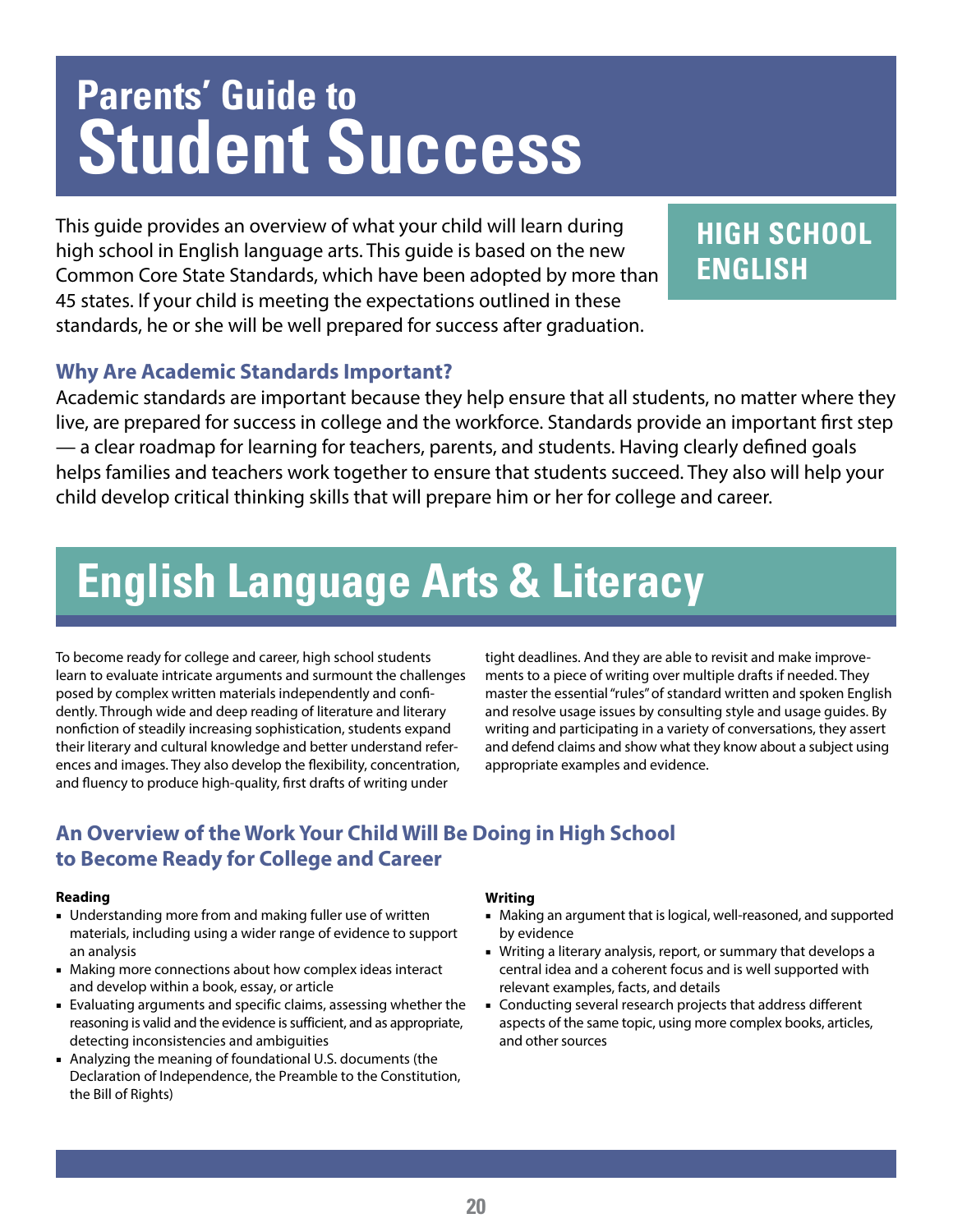# Parents' Guide to Student Success

## HIGH SCHOOL ENGLISH

This guide provides an overview of what your child will learn during high school in English language arts. This guide is based on the new Common Core State Standards, which have been adopted by more than 45 states. If your child is meeting the expectations outlined in these standards, he or she will be well prepared for success after graduation.

### Why Are Academic Standards Important?

Academic standards are important because they help ensure that all students, no matter where they live, are prepared for success in college and the workforce. Standards provide an important first step — a clear roadmap for learning for teachers, parents, and students. Having clearly defined goals helps families and teachers work together to ensure that students succeed. They also will help your child develop critical thinking skills that will prepare him or her for college and career.

# English Language Arts & Literacy

To become ready for college and career, high school students learn to evaluate intricate arguments and surmount the challenges posed by complex written materials independently and confidently. Through wide and deep reading of literature and literary nonfiction of steadily increasing sophistication, students expand their literary and cultural knowledge and better understand references and images. They also develop the flexibility, concentration, and fluency to produce high-quality, first drafts of writing under tight deadlines. And they are able to revisit and make improvements to a piece of writing over multiple drafts if needed. They master the essential "rules" of standard written and spoken English and resolve usage issues by consulting style and usage guides. By writing and participating in a variety of conversations, they assert and defend claims and show what they know about a subject using appropriate examples and evidence.

### An Overview of the Work Your Child Will Be Doing in High School to Become Ready for College and Career

**Reading**

- Understanding more from and making fuller use of written materials, including using a wider range of evidence to support an analysis
- Making more connections about how complex ideas interact and develop within a book, essay, or article
- Evaluating arguments and specific claims, assessing whether the reasoning is valid and the evidence is sufficient, and as appropriate, detecting inconsistencies and ambiguities
- Analyzing the meaning of foundational U.S. documents (the Declaration of Independence, the Preamble to the Constitution, the Bill of Rights)

**Writing**

- Making an argument that is logical, well-reasoned, and supported by evidence
- Writing a literary analysis, report, or summary that develops a central idea and a coherent focus and is well supported with relevant examples, facts, and details
- Conducting several research projects that address different aspects of the same topic, using more complex books, articles, and other sources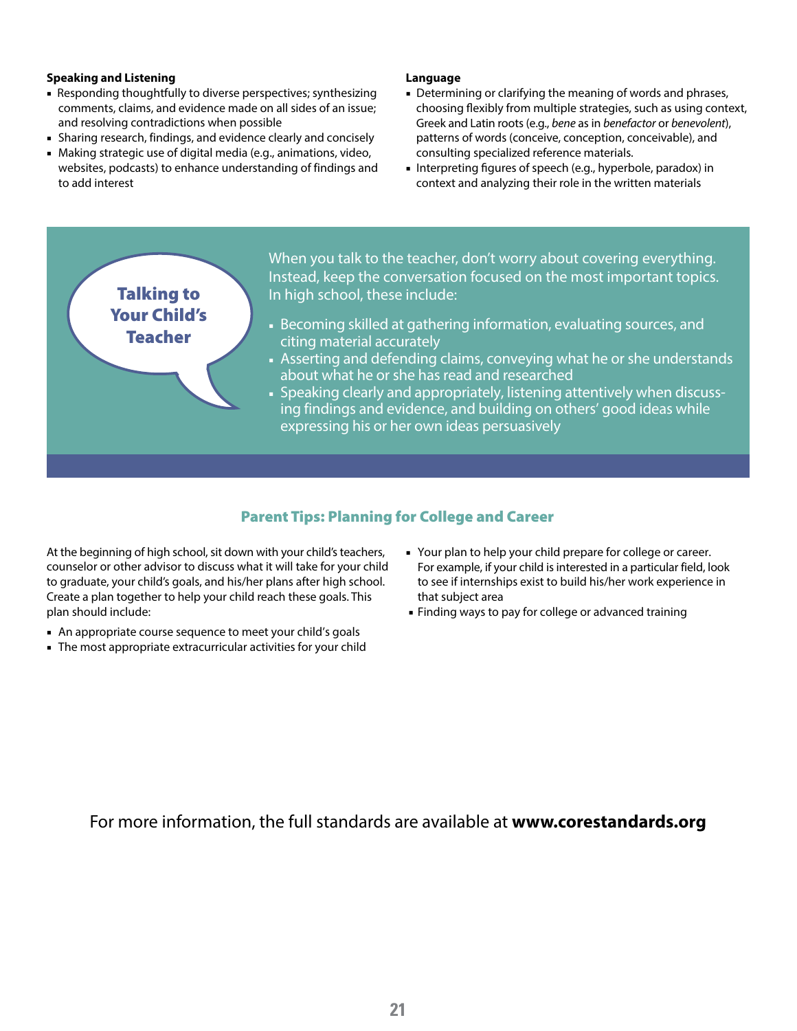**Speaking and Listening**

- Responding thoughtfully to diverse perspectives; synthesizing comments, claims, and evidence made on all sides of an issue; and resolving contradictions when possible
- Sharing research, findings, and evidence clearly and concisely
- Making strategic use of digital media (e.g., animations, video, websites, podcasts) to enhance understanding of findings and to add interest

**Language**

- Determining or clarifying the meaning of words and phrases, choosing flexibly from multiple strategies, such as using context, Greek and Latin roots (e.g., *bene* as in *benefactor* or *benevolent*), patterns of words (conceive, conception, conceivable), and consulting specialized reference materials.
- Interpreting figures of speech (e.g., hyperbole, paradox) in context and analyzing their role in the written materials

## Talking to Your Child's Teacher

When you talk to the teacher, don't worry about covering everything. Instead, keep the conversation focused on the most important topics. In high school, these include:

- Becoming skilled at gathering information, evaluating sources, and citing material accurately
- Asserting and defending claims, conveying what he or she understands about what he or she has read and researched
- Speaking clearly and appropriately, listening attentively when discussing findings and evidence, and building on others' good ideas while expressing his or her own ideas persuasively

## Parent Tips: Planning for College and Career

At the beginning of high school, sit down with your child's teachers, counselor or other advisor to discuss what it will take for your child to graduate, your child's goals, and his/her plans after high school. Create a plan together to help your child reach these goals. This plan should include:

- An appropriate course sequence to meet your child's goals
- The most appropriate extracurricular activities for your child
- Your plan to help your child prepare for college or career. For example, if your child is interested in a particular field, look to see if internships exist to build his/her work experience in that subject area
- Finding ways to pay for college or advanced training

For more information, the full standards are available at **www.corestandards.org**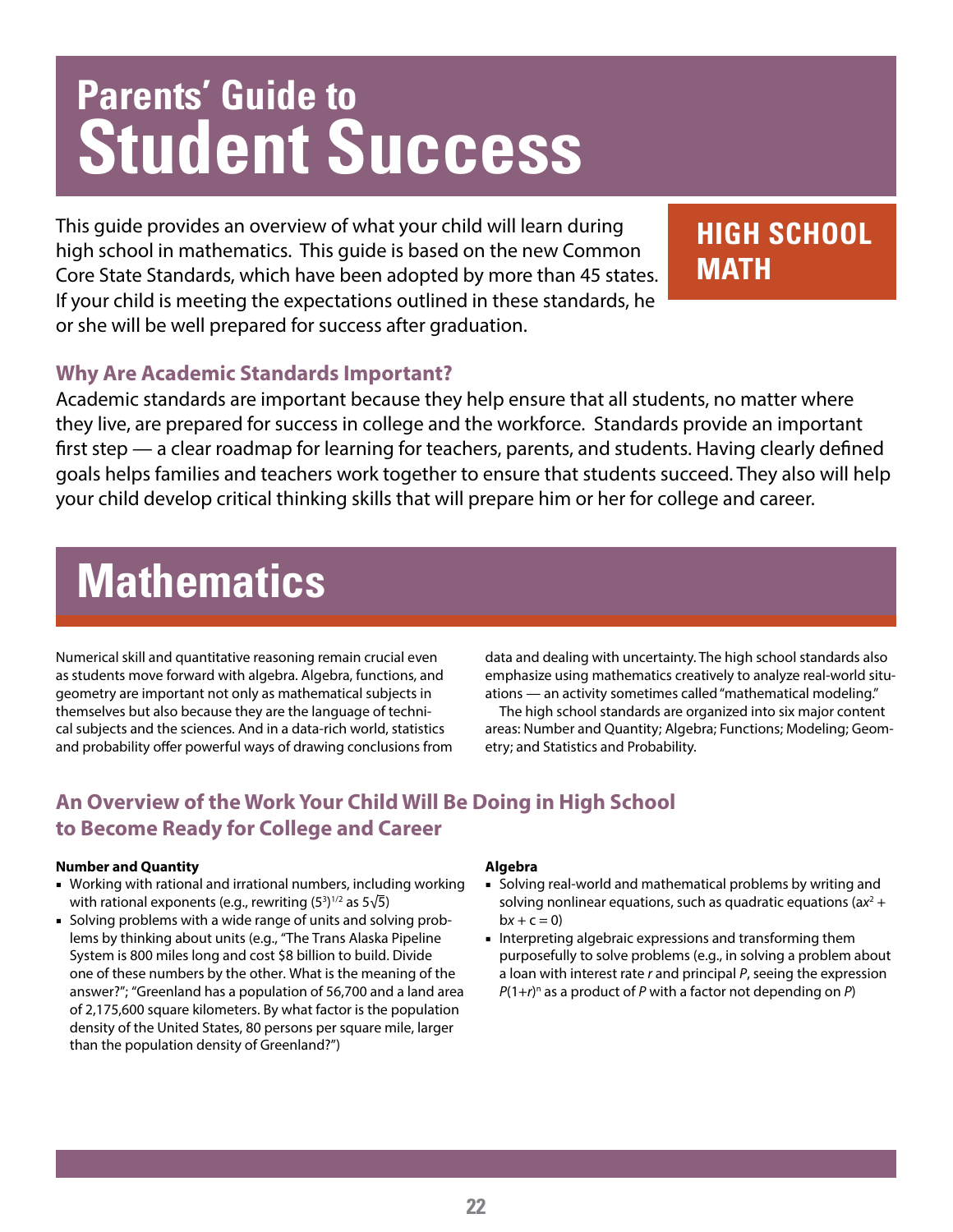# Parents' Guide to Student Success

This guide provides an overview of what your child will learn during high school in mathematics. This guide is based on the new Common Core State Standards, which have been adopted by more than 45 states. If your child is meeting the expectations outlined in these standards, he or she will be well prepared for success after graduation.

**HIGH SCHOOL MATH**

### Why Are Academic Standards Important?

Academic standards are important because they help ensure that all students, no matter where they live, are prepared for success in college and the workforce. Standards provide an important first step — a clear roadmap for learning for teachers, parents, and students. Having clearly defined goals helps families and teachers work together to ensure that students succeed. They also will help your child develop critical thinking skills that will prepare him or her for college and career.

# Mathematics

Numerical skill and quantitative reasoning remain crucial even as students move forward with algebra. Algebra, functions, and geometry are important not only as mathematical subjects in themselves but also because they are the language of technical subjects and the sciences. And in a data-rich world, statistics and probability offer powerful ways of drawing conclusions from data and dealing with uncertainty. The high school standards also emphasize using mathematics creatively to analyze real-world situations — an activity sometimes called "mathematical modeling."

The high school standards are organized into six major content areas: Number and Quantity; Algebra; Functions; Modeling; Geometry; and Statistics and Probability.

### An Overview of the Work Your Child Will Be Doing in High School to Become Ready for College and Career

**Number and Quantity**

- Working with rational and irrational numbers, including working with rational exponents (e.g., rewriting $(5^3)^{1/2}$ as $5\sqrt{5}$)
- Solving problems with a wide range of units and solving problems by thinking about units (e.g., "The Trans Alaska Pipeline System is 800 miles long and cost $8 billion to build. Divide one of these numbers by the other. What is the meaning of the answer?"; "Greenland has a population of 56,700 and a land area of 2,175,600 square kilometers. By what factor is the population density of the United States, 80 persons per square mile, larger than the population density of Greenland?")

**Algebra**

- Solving real-world and mathematical problems by writing and solving nonlinear equations, such as quadratic equations ($ax^2 + bx + c = 0$)
- Interpreting algebraic expressions and transforming them purposefully to solve problems (e.g., in solving a problem about a loan with interest rate $r$ and principal $P$, seeing the expression $P(1+r)^n$ as a product of $P$ with a factor not depending on $P$)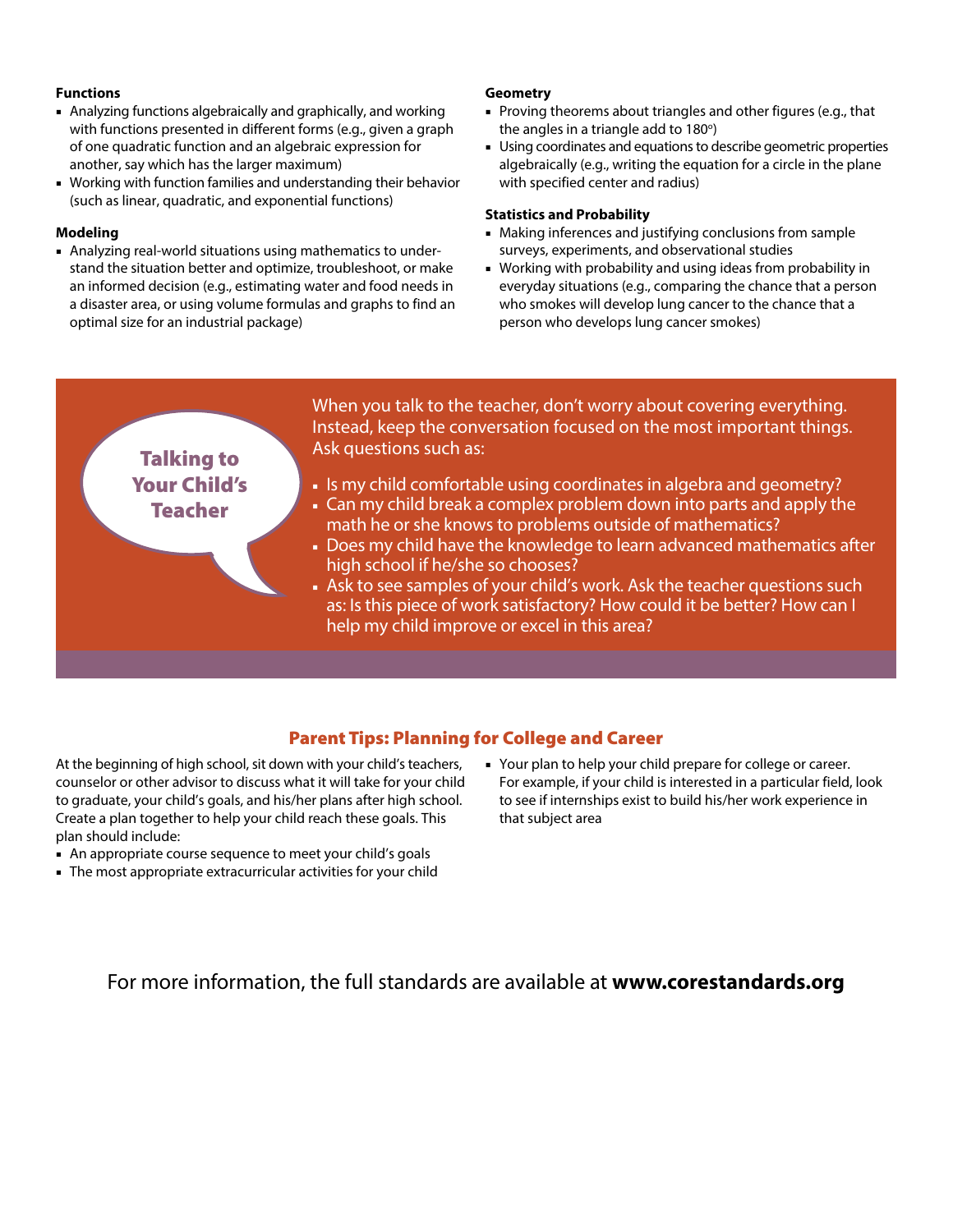**Functions**

- Analyzing functions algebraically and graphically, and working with functions presented in different forms (e.g., given a graph of one quadratic function and an algebraic expression for another, say which has the larger maximum)
- Working with function families and understanding their behavior (such as linear, quadratic, and exponential functions)

**Modeling**

- Analyzing real-world situations using mathematics to understand the situation better and optimize, troubleshoot, or make an informed decision (e.g., estimating water and food needs in a disaster area, or using volume formulas and graphs to find an optimal size for an industrial package)

**Geometry**

- Proving theorems about triangles and other figures (e.g., that the angles in a triangle add to 180°)
- Using coordinates and equations to describe geometric properties algebraically (e.g., writing the equation for a circle in the plane with specified center and radius)

**Statistics and Probability**

- Making inferences and justifying conclusions from sample surveys, experiments, and observational studies
- Working with probability and using ideas from probability in everyday situations (e.g., comparing the chance that a person who smokes will develop lung cancer to the chance that a person who develops lung cancer smokes)

## Talking to Your Child's Teacher

When you talk to the teacher, don't worry about covering everything. Instead, keep the conversation focused on the most important things. Ask questions such as:

- Is my child comfortable using coordinates in algebra and geometry?
- Can my child break a complex problem down into parts and apply the math he or she knows to problems outside of mathematics?
- Does my child have the knowledge to learn advanced mathematics after high school if he/she so chooses?
- Ask to see samples of your child's work. Ask the teacher questions such as: Is this piece of work satisfactory? How could it be better? How can I help my child improve or excel in this area?

## Parent Tips: Planning for College and Career

At the beginning of high school, sit down with your child's teachers, counselor or other advisor to discuss what it will take for your child to graduate, your child's goals, and his/her plans after high school. Create a plan together to help your child reach these goals. This plan should include:

- An appropriate course sequence to meet your child's goals
- The most appropriate extracurricular activities for your child
- Your plan to help your child prepare for college or career. For example, if your child is interested in a particular field, look to see if internships exist to build his/her work experience in that subject area

For more information, the full standards are available at **www.corestandards.org**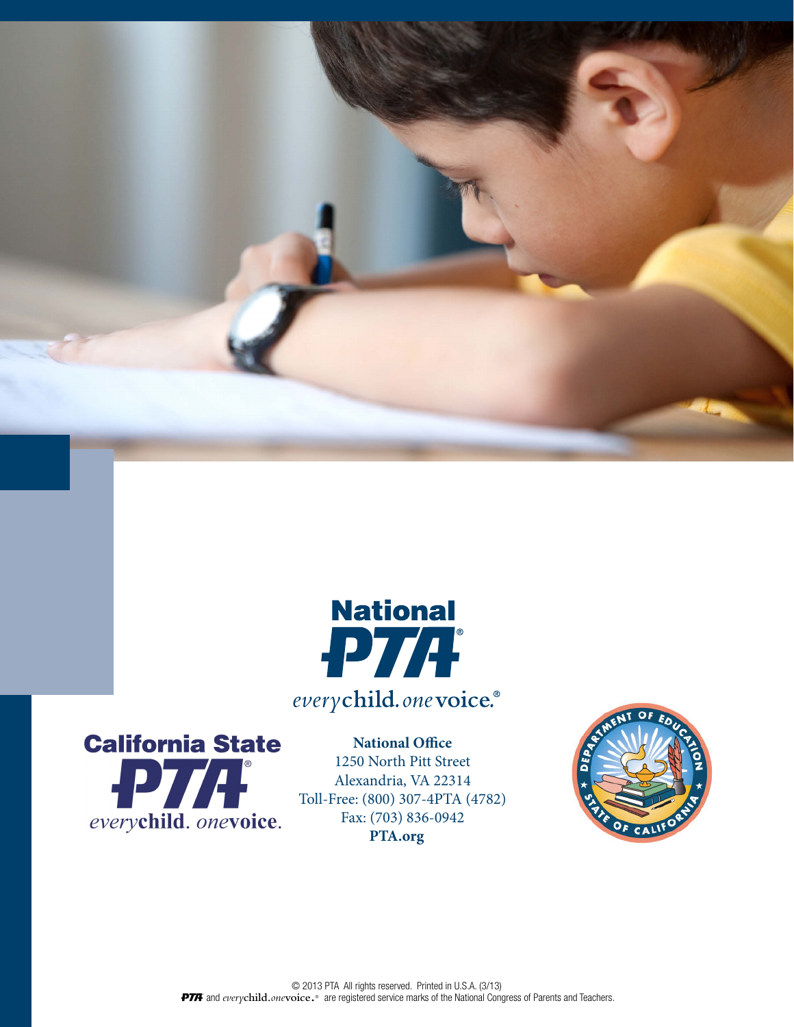National PTA®

*every*child. *one*voice.®

California State PTA®

*every*child. *one*voice.

**National Office**
1250 North Pitt Street
Alexandria, VA 22314
Toll-Free: (800) 307-4PTA (4782)
Fax: (703) 836-0942
**PTA.org**

DEPARTMENT OF EDUCATION ★ STATE OF CALIFORNIA ★

© 2013 PTA All rights reserved. Printed in U.S.A. (3/13)
PTA and *every*child.*one*voice.® are registered service marks of the National Congress of Parents and Teachers.